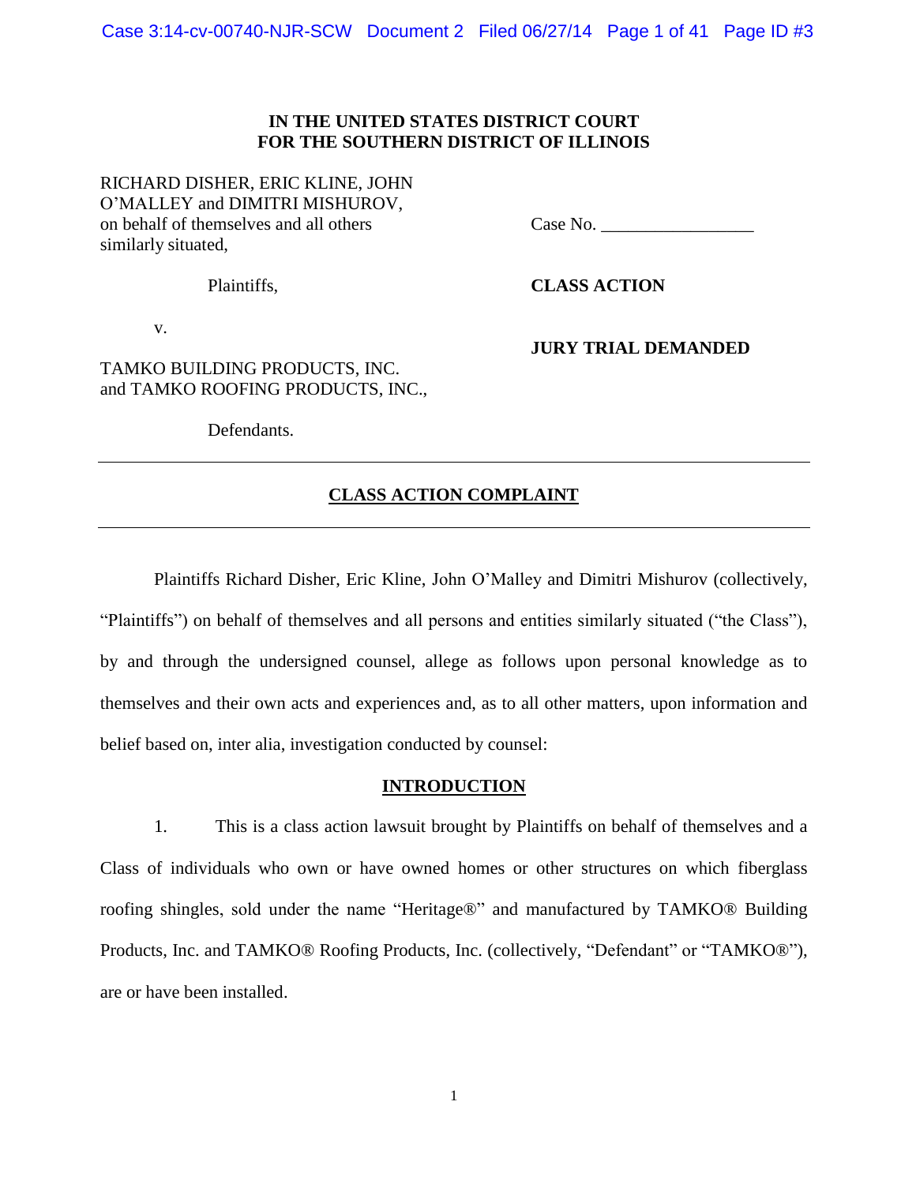**IN THE UNITED STATES DISTRICT COURT**
**FOR THE SOUTHERN DISTRICT OF ILLINOIS**

| | |
|---|---|
| RICHARD DISHER, ERIC KLINE, JOHN O'MALLEY and DIMITRI MISHUROV, on behalf of themselves and all others similarly situated, | Case No. _________________ |
| Plaintiffs, | **CLASS ACTION** |
| v. | **JURY TRIAL DEMANDED** |
| TAMKO BUILDING PRODUCTS, INC. and TAMKO ROOFING PRODUCTS, INC., | |
| Defendants. | |

---

## CLASS ACTION COMPLAINT

---

Plaintiffs Richard Disher, Eric Kline, John O'Malley and Dimitri Mishurov (collectively, "Plaintiffs") on behalf of themselves and all persons and entities similarly situated ("the Class"), by and through the undersigned counsel, allege as follows upon personal knowledge as to themselves and their own acts and experiences and, as to all other matters, upon information and belief based on, inter alia, investigation conducted by counsel:

## INTRODUCTION

1. This is a class action lawsuit brought by Plaintiffs on behalf of themselves and a Class of individuals who own or have owned homes or other structures on which fiberglass roofing shingles, sold under the name "Heritage®" and manufactured by TAMKO® Building Products, Inc. and TAMKO® Roofing Products, Inc. (collectively, "Defendant" or "TAMKO®"), are or have been installed.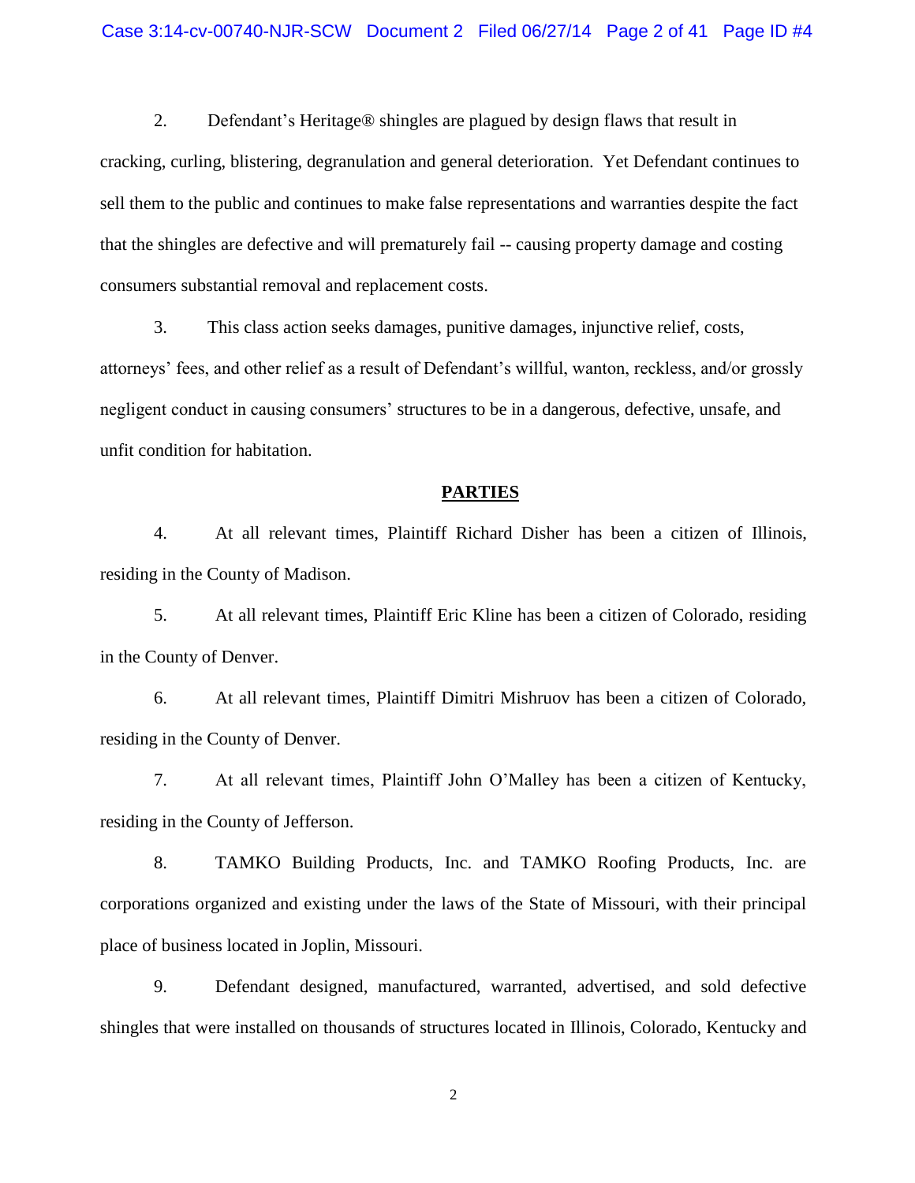2. Defendant's Heritage® shingles are plagued by design flaws that result in cracking, curling, blistering, degranulation and general deterioration. Yet Defendant continues to sell them to the public and continues to make false representations and warranties despite the fact that the shingles are defective and will prematurely fail -- causing property damage and costing consumers substantial removal and replacement costs.

3. This class action seeks damages, punitive damages, injunctive relief, costs, attorneys' fees, and other relief as a result of Defendant's willful, wanton, reckless, and/or grossly negligent conduct in causing consumers' structures to be in a dangerous, defective, unsafe, and unfit condition for habitation.

## PARTIES

4. At all relevant times, Plaintiff Richard Disher has been a citizen of Illinois, residing in the County of Madison.

5. At all relevant times, Plaintiff Eric Kline has been a citizen of Colorado, residing in the County of Denver.

6. At all relevant times, Plaintiff Dimitri Mishruov has been a citizen of Colorado, residing in the County of Denver.

7. At all relevant times, Plaintiff John O'Malley has been a citizen of Kentucky, residing in the County of Jefferson.

8. TAMKO Building Products, Inc. and TAMKO Roofing Products, Inc. are corporations organized and existing under the laws of the State of Missouri, with their principal place of business located in Joplin, Missouri.

9. Defendant designed, manufactured, warranted, advertised, and sold defective shingles that were installed on thousands of structures located in Illinois, Colorado, Kentucky and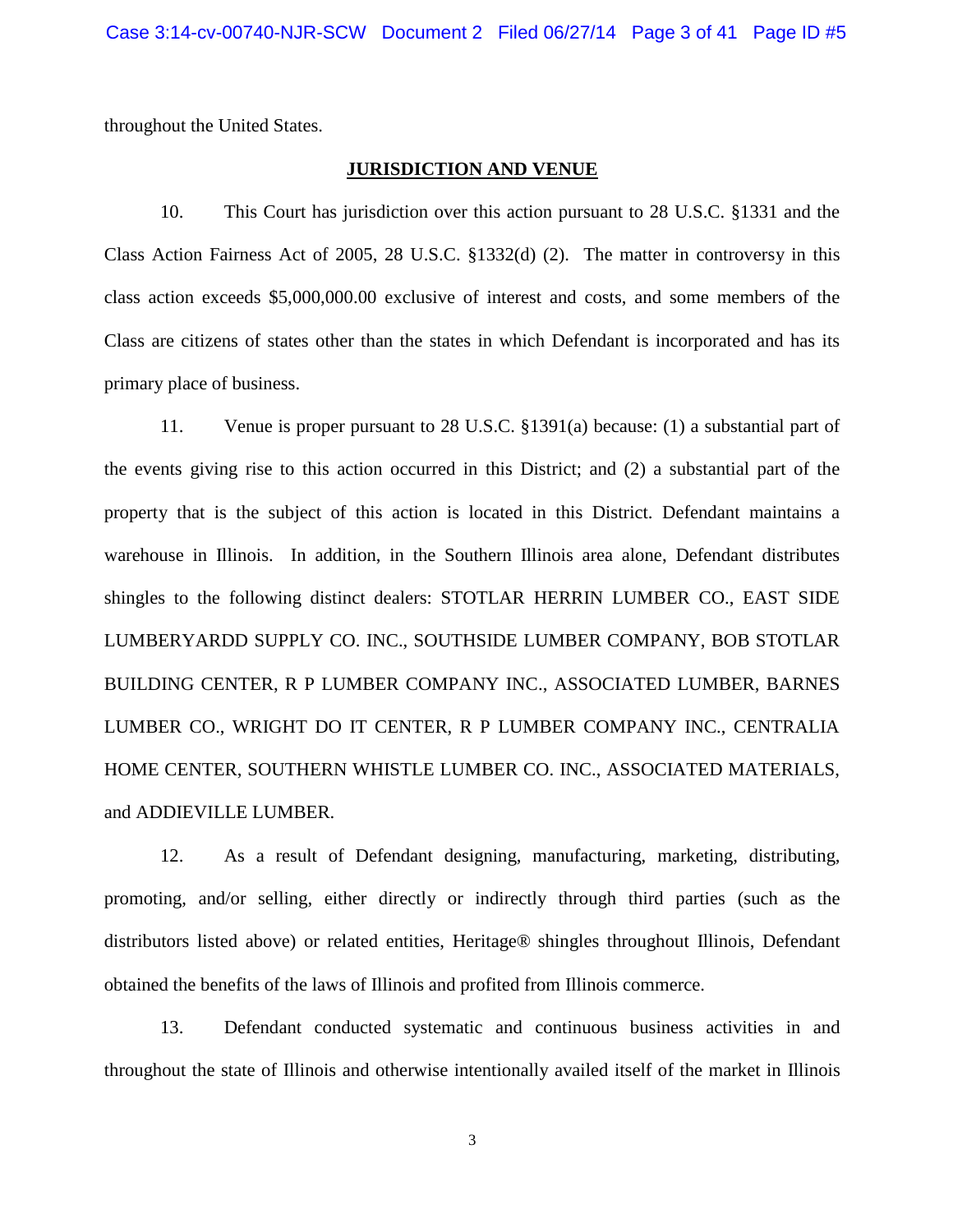throughout the United States.

## JURISDICTION AND VENUE

10. This Court has jurisdiction over this action pursuant to 28 U.S.C. §1331 and the Class Action Fairness Act of 2005, 28 U.S.C. §1332(d) (2). The matter in controversy in this class action exceeds $5,000,000.00 exclusive of interest and costs, and some members of the Class are citizens of states other than the states in which Defendant is incorporated and has its primary place of business.

11. Venue is proper pursuant to 28 U.S.C. §1391(a) because: (1) a substantial part of the events giving rise to this action occurred in this District; and (2) a substantial part of the property that is the subject of this action is located in this District. Defendant maintains a warehouse in Illinois. In addition, in the Southern Illinois area alone, Defendant distributes shingles to the following distinct dealers: STOTLAR HERRIN LUMBER CO., EAST SIDE LUMBERYARDD SUPPLY CO. INC., SOUTHSIDE LUMBER COMPANY, BOB STOTLAR BUILDING CENTER, R P LUMBER COMPANY INC., ASSOCIATED LUMBER, BARNES LUMBER CO., WRIGHT DO IT CENTER, R P LUMBER COMPANY INC., CENTRALIA HOME CENTER, SOUTHERN WHISTLE LUMBER CO. INC., ASSOCIATED MATERIALS, and ADDIEVILLE LUMBER.

12. As a result of Defendant designing, manufacturing, marketing, distributing, promoting, and/or selling, either directly or indirectly through third parties (such as the distributors listed above) or related entities, Heritage® shingles throughout Illinois, Defendant obtained the benefits of the laws of Illinois and profited from Illinois commerce.

13. Defendant conducted systematic and continuous business activities in and throughout the state of Illinois and otherwise intentionally availed itself of the market in Illinois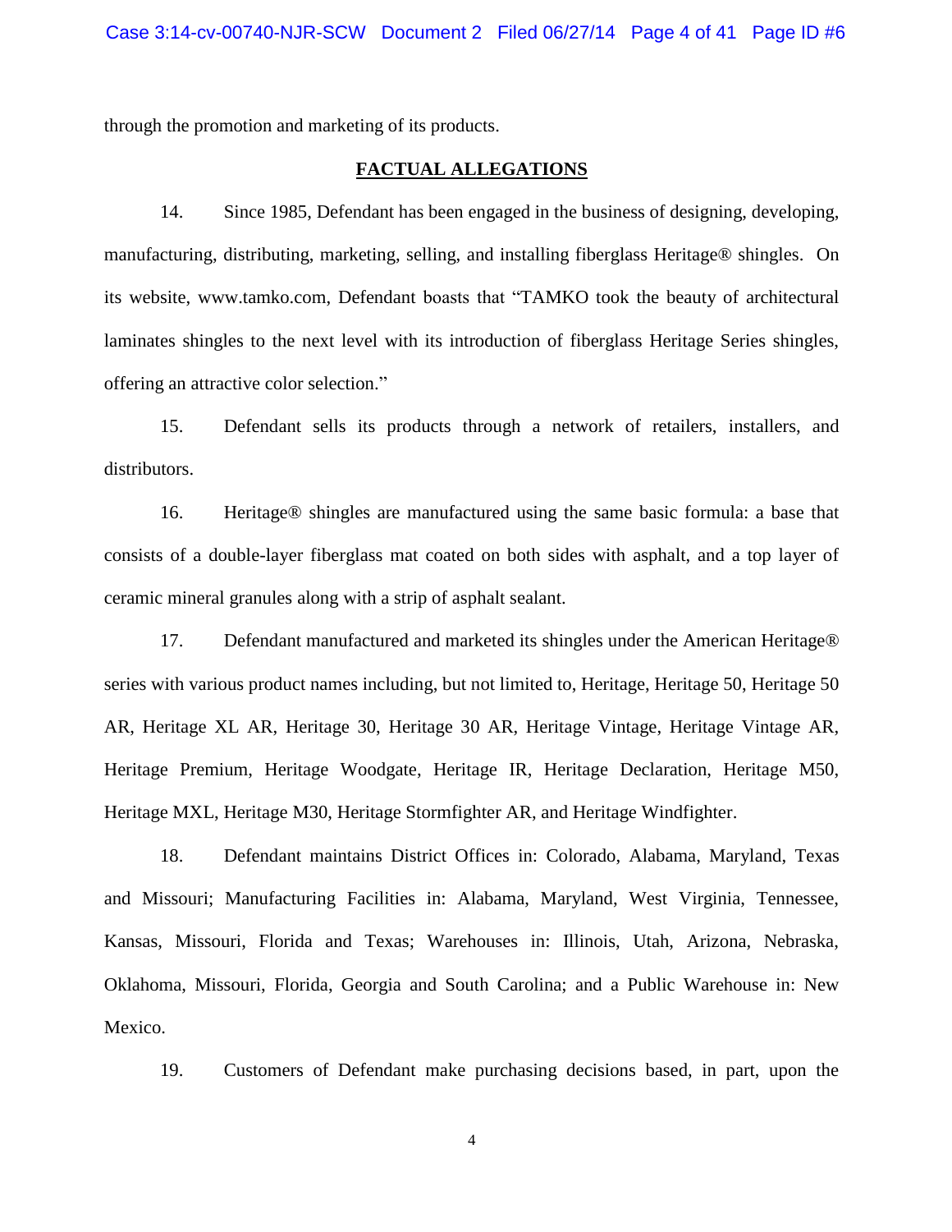through the promotion and marketing of its products.

## FACTUAL ALLEGATIONS

14. Since 1985, Defendant has been engaged in the business of designing, developing, manufacturing, distributing, marketing, selling, and installing fiberglass Heritage® shingles. On its website, www.tamko.com, Defendant boasts that "TAMKO took the beauty of architectural laminates shingles to the next level with its introduction of fiberglass Heritage Series shingles, offering an attractive color selection."

15. Defendant sells its products through a network of retailers, installers, and distributors.

16. Heritage® shingles are manufactured using the same basic formula: a base that consists of a double-layer fiberglass mat coated on both sides with asphalt, and a top layer of ceramic mineral granules along with a strip of asphalt sealant.

17. Defendant manufactured and marketed its shingles under the American Heritage® series with various product names including, but not limited to, Heritage, Heritage 50, Heritage 50 AR, Heritage XL AR, Heritage 30, Heritage 30 AR, Heritage Vintage, Heritage Vintage AR, Heritage Premium, Heritage Woodgate, Heritage IR, Heritage Declaration, Heritage M50, Heritage MXL, Heritage M30, Heritage Stormfighter AR, and Heritage Windfighter.

18. Defendant maintains District Offices in: Colorado, Alabama, Maryland, Texas and Missouri; Manufacturing Facilities in: Alabama, Maryland, West Virginia, Tennessee, Kansas, Missouri, Florida and Texas; Warehouses in: Illinois, Utah, Arizona, Nebraska, Oklahoma, Missouri, Florida, Georgia and South Carolina; and a Public Warehouse in: New Mexico.

19. Customers of Defendant make purchasing decisions based, in part, upon the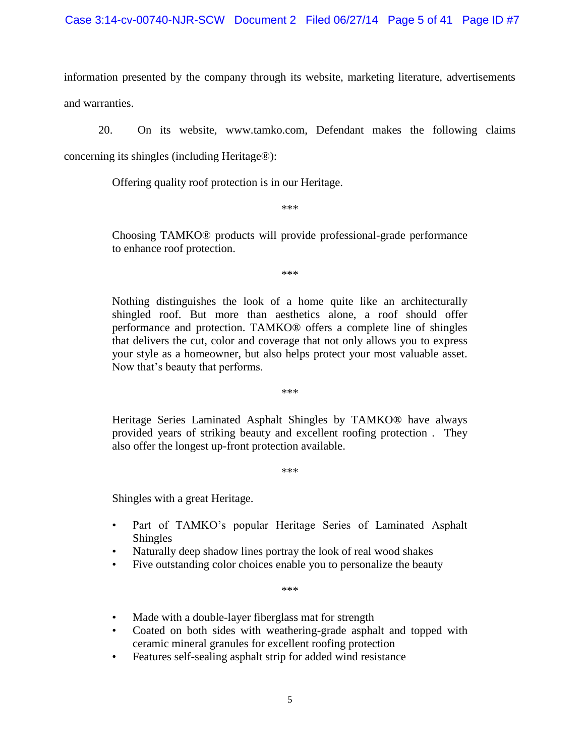information presented by the company through its website, marketing literature, advertisements and warranties.

20. On its website, www.tamko.com, Defendant makes the following claims concerning its shingles (including Heritage®):

> Offering quality roof protection is in our Heritage.
>
> ***
>
> Choosing TAMKO® products will provide professional-grade performance to enhance roof protection.
>
> ***
>
> Nothing distinguishes the look of a home quite like an architecturally shingled roof. But more than aesthetics alone, a roof should offer performance and protection. TAMKO® offers a complete line of shingles that delivers the cut, color and coverage that not only allows you to express your style as a homeowner, but also helps protect your most valuable asset. Now that's beauty that performs.
>
> ***
>
> Heritage Series Laminated Asphalt Shingles by TAMKO® have always provided years of striking beauty and excellent roofing protection . They also offer the longest up-front protection available.
>
> ***
>
> Shingles with a great Heritage.
>
> - Part of TAMKO's popular Heritage Series of Laminated Asphalt Shingles
> - Naturally deep shadow lines portray the look of real wood shakes
> - Five outstanding color choices enable you to personalize the beauty
>
> ***
>
> - Made with a double-layer fiberglass mat for strength
> - Coated on both sides with weathering-grade asphalt and topped with ceramic mineral granules for excellent roofing protection
> - Features self-sealing asphalt strip for added wind resistance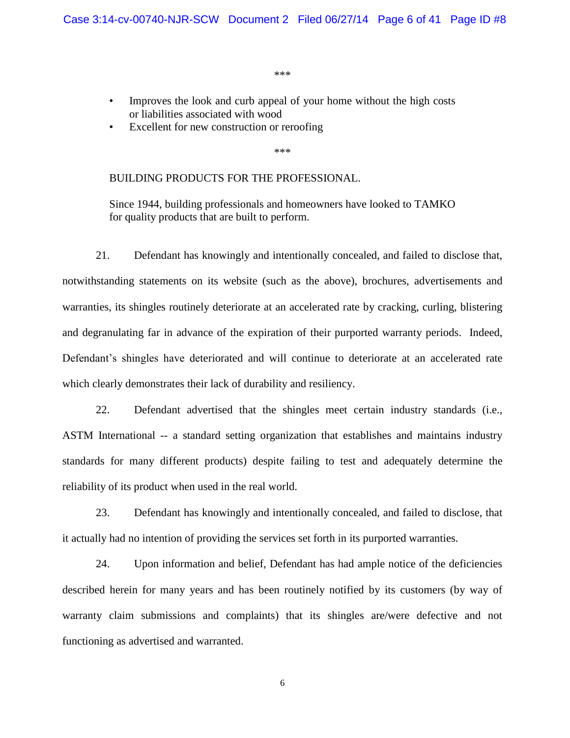***

- Improves the look and curb appeal of your home without the high costs or liabilities associated with wood
- Excellent for new construction or reroofing

***

BUILDING PRODUCTS FOR THE PROFESSIONAL.

Since 1944, building professionals and homeowners have looked to TAMKO for quality products that are built to perform.

21. Defendant has knowingly and intentionally concealed, and failed to disclose that, notwithstanding statements on its website (such as the above), brochures, advertisements and warranties, its shingles routinely deteriorate at an accelerated rate by cracking, curling, blistering and degranulating far in advance of the expiration of their purported warranty periods. Indeed, Defendant's shingles have deteriorated and will continue to deteriorate at an accelerated rate which clearly demonstrates their lack of durability and resiliency.

22. Defendant advertised that the shingles meet certain industry standards (i.e., ASTM International -- a standard setting organization that establishes and maintains industry standards for many different products) despite failing to test and adequately determine the reliability of its product when used in the real world.

23. Defendant has knowingly and intentionally concealed, and failed to disclose, that it actually had no intention of providing the services set forth in its purported warranties.

24. Upon information and belief, Defendant has had ample notice of the deficiencies described herein for many years and has been routinely notified by its customers (by way of warranty claim submissions and complaints) that its shingles are/were defective and not functioning as advertised and warranted.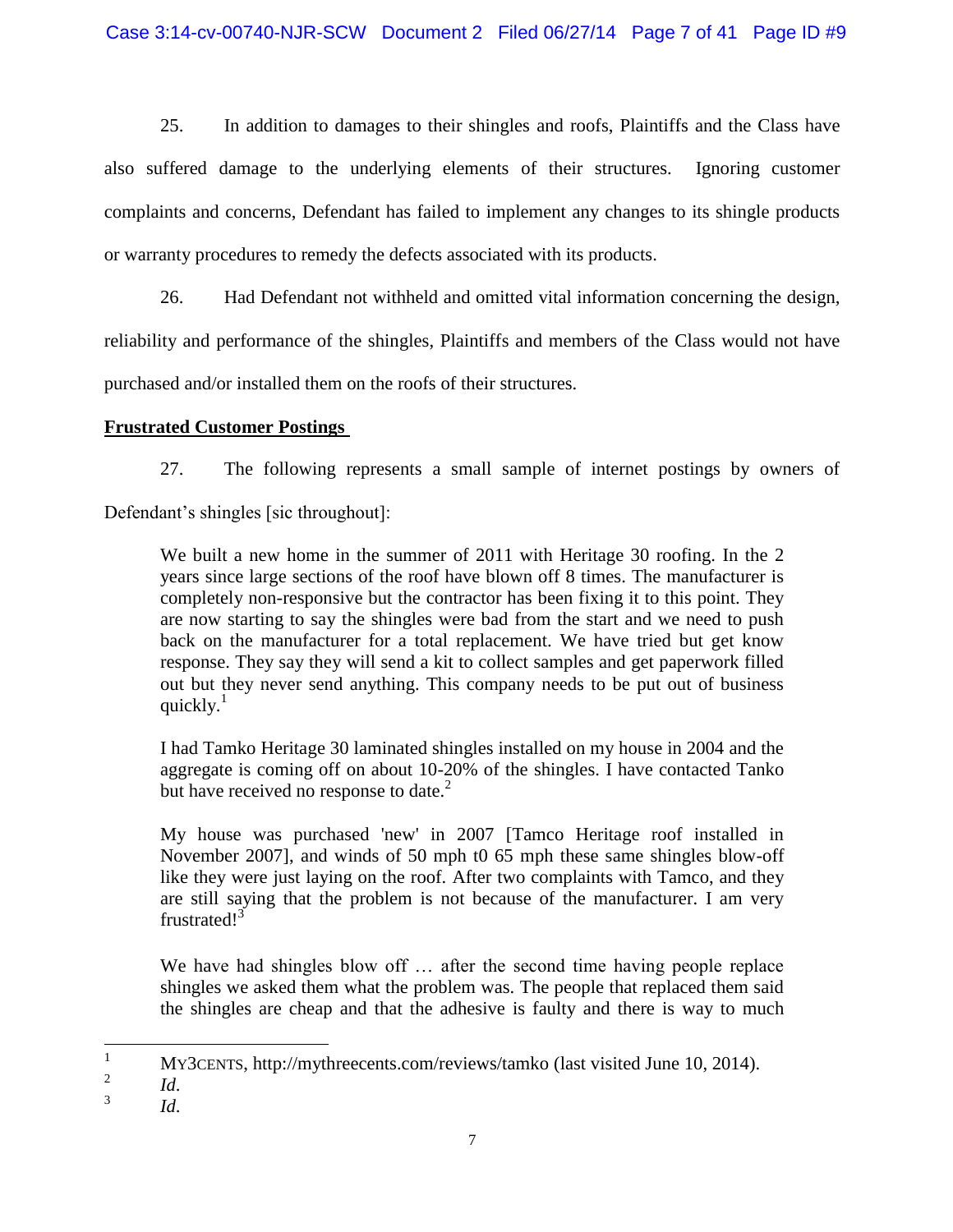25. In addition to damages to their shingles and roofs, Plaintiffs and the Class have also suffered damage to the underlying elements of their structures. Ignoring customer complaints and concerns, Defendant has failed to implement any changes to its shingle products or warranty procedures to remedy the defects associated with its products.

26. Had Defendant not withheld and omitted vital information concerning the design, reliability and performance of the shingles, Plaintiffs and members of the Class would not have purchased and/or installed them on the roofs of their structures.

**Frustrated Customer Postings**

27. The following represents a small sample of internet postings by owners of Defendant's shingles [sic throughout]:

> We built a new home in the summer of 2011 with Heritage 30 roofing. In the 2 years since large sections of the roof have blown off 8 times. The manufacturer is completely non-responsive but the contractor has been fixing it to this point. They are now starting to say the shingles were bad from the start and we need to push back on the manufacturer for a total replacement. We have tried but get know response. They say they will send a kit to collect samples and get paperwork filled out but they never send anything. This company needs to be put out of business quickly.[1]

> I had Tamko Heritage 30 laminated shingles installed on my house in 2004 and the aggregate is coming off on about 10-20% of the shingles. I have contacted Tanko but have received no response to date.[2]

> My house was purchased 'new' in 2007 [Tamco Heritage roof installed in November 2007], and winds of 50 mph t0 65 mph these same shingles blow-off like they were just laying on the roof. After two complaints with Tamco, and they are still saying that the problem is not because of the manufacturer. I am very frustrated![3]

> We have had shingles blow off … after the second time having people replace shingles we asked them what the problem was. The people that replaced them said the shingles are cheap and that the adhesive is faulty and there is way to much

---

[1] MY3CENTS, http://mythreecents.com/reviews/tamko (last visited June 10, 2014).

[2] *Id.*

[3] *Id.*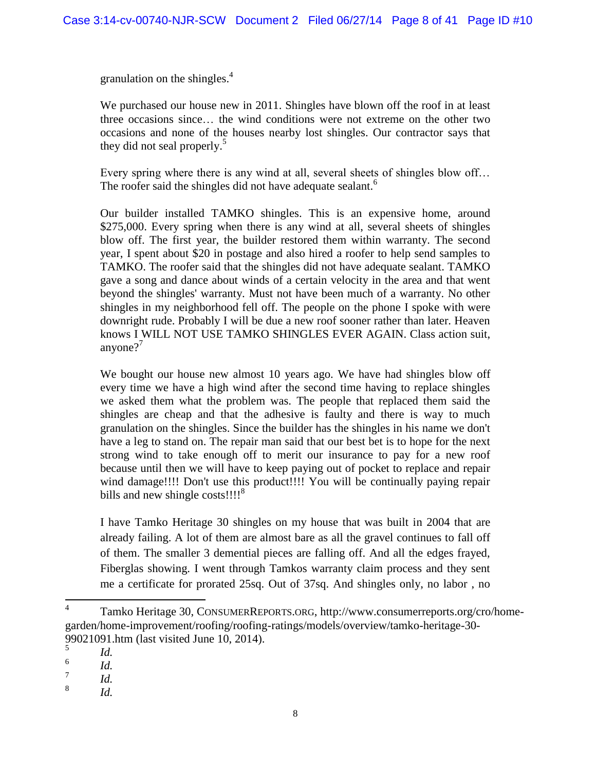granulation on the shingles.[4]

> We purchased our house new in 2011. Shingles have blown off the roof in at least three occasions since… the wind conditions were not extreme on the other two occasions and none of the houses nearby lost shingles. Our contractor says that they did not seal properly.[5]

> Every spring where there is any wind at all, several sheets of shingles blow off… The roofer said the shingles did not have adequate sealant.[6]

> Our builder installed TAMKO shingles. This is an expensive home, around $275,000. Every spring when there is any wind at all, several sheets of shingles blow off. The first year, the builder restored them within warranty. The second year, I spent about $20 in postage and also hired a roofer to help send samples to TAMKO. The roofer said that the shingles did not have adequate sealant. TAMKO gave a song and dance about winds of a certain velocity in the area and that went beyond the shingles' warranty. Must not have been much of a warranty. No other shingles in my neighborhood fell off. The people on the phone I spoke with were downright rude. Probably I will be due a new roof sooner rather than later. Heaven knows I WILL NOT USE TAMKO SHINGLES EVER AGAIN. Class action suit, anyone?[7]

> We bought our house new almost 10 years ago. We have had shingles blow off every time we have a high wind after the second time having to replace shingles we asked them what the problem was. The people that replaced them said the shingles are cheap and that the adhesive is faulty and there is way to much granulation on the shingles. Since the builder has the shingles in his name we don't have a leg to stand on. The repair man said that our best bet is to hope for the next strong wind to take enough off to merit our insurance to pay for a new roof because until then we will have to keep paying out of pocket to replace and repair wind damage!!!! Don't use this product!!!! You will be continually paying repair bills and new shingle costs!!!![8]

> I have Tamko Heritage 30 shingles on my house that was built in 2004 that are already failing. A lot of them are almost bare as all the gravel continues to fall off of them. The smaller 3 demential pieces are falling off. And all the edges frayed, Fiberglas showing. I went through Tamkos warranty claim process and they sent me a certificate for prorated 25sq. Out of 37sq. And shingles only, no labor , no

---

[4] Tamko Heritage 30, CONSUMERREPORTS.ORG, http://www.consumerreports.org/cro/home-garden/home-improvement/roofing/roofing-ratings/models/overview/tamko-heritage-30-99021091.htm (last visited June 10, 2014).

[5] *Id.*

[6] *Id.*

[7] *Id.*

[8] *Id.*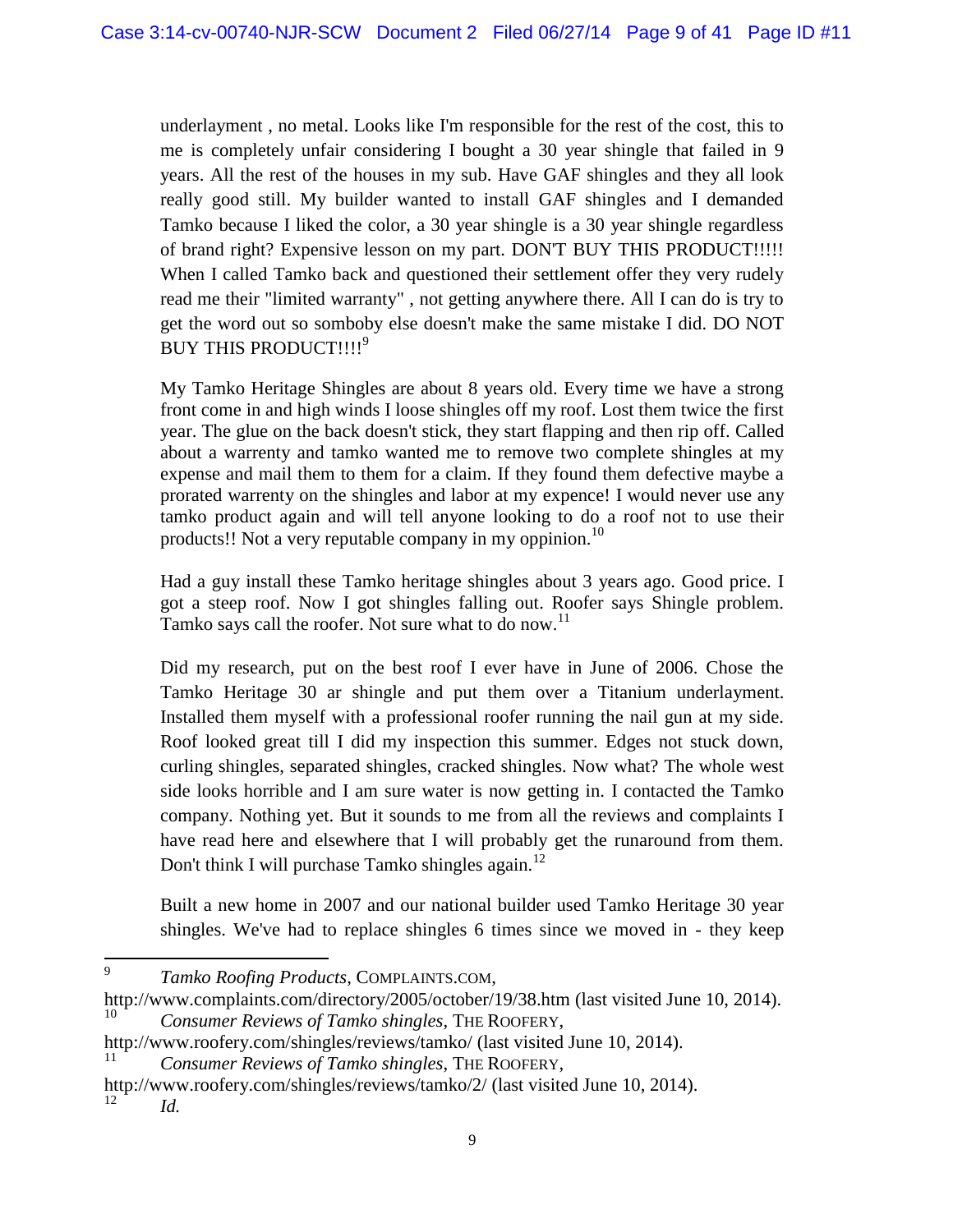underlayment , no metal. Looks like I'm responsible for the rest of the cost, this to me is completely unfair considering I bought a 30 year shingle that failed in 9 years. All the rest of the houses in my sub. Have GAF shingles and they all look really good still. My builder wanted to install GAF shingles and I demanded Tamko because I liked the color, a 30 year shingle is a 30 year shingle regardless of brand right? Expensive lesson on my part. DON'T BUY THIS PRODUCT!!!!! When I called Tamko back and questioned their settlement offer they very rudely read me their "limited warranty" , not getting anywhere there. All I can do is try to get the word out so somboby else doesn't make the same mistake I did. DO NOT BUY THIS PRODUCT!!!![9]

> My Tamko Heritage Shingles are about 8 years old. Every time we have a strong front come in and high winds I loose shingles off my roof. Lost them twice the first year. The glue on the back doesn't stick, they start flapping and then rip off. Called about a warrenty and tamko wanted me to remove two complete shingles at my expense and mail them to them for a claim. If they found them defective maybe a prorated warrenty on the shingles and labor at my expence! I would never use any tamko product again and will tell anyone looking to do a roof not to use their products!! Not a very reputable company in my oppinion.[10]

> Had a guy install these Tamko heritage shingles about 3 years ago. Good price. I got a steep roof. Now I got shingles falling out. Roofer says Shingle problem. Tamko says call the roofer. Not sure what to do now.[11]

> Did my research, put on the best roof I ever have in June of 2006. Chose the Tamko Heritage 30 ar shingle and put them over a Titanium underlayment. Installed them myself with a professional roofer running the nail gun at my side. Roof looked great till I did my inspection this summer. Edges not stuck down, curling shingles, separated shingles, cracked shingles. Now what? The whole west side looks horrible and I am sure water is now getting in. I contacted the Tamko company. Nothing yet. But it sounds to me from all the reviews and complaints I have read here and elsewhere that I will probably get the runaround from them. Don't think I will purchase Tamko shingles again.[12]

> Built a new home in 2007 and our national builder used Tamko Heritage 30 year shingles. We've had to replace shingles 6 times since we moved in - they keep

---

[9] *Tamko Roofing Products*, COMPLAINTS.COM, http://www.complaints.com/directory/2005/october/19/38.htm (last visited June 10, 2014).

[10] *Consumer Reviews of Tamko shingles*, THE ROOFERY, http://www.roofery.com/shingles/reviews/tamko/ (last visited June 10, 2014).

[11] *Consumer Reviews of Tamko shingles*, THE ROOFERY, http://www.roofery.com/shingles/reviews/tamko/2/ (last visited June 10, 2014).

[12] *Id.*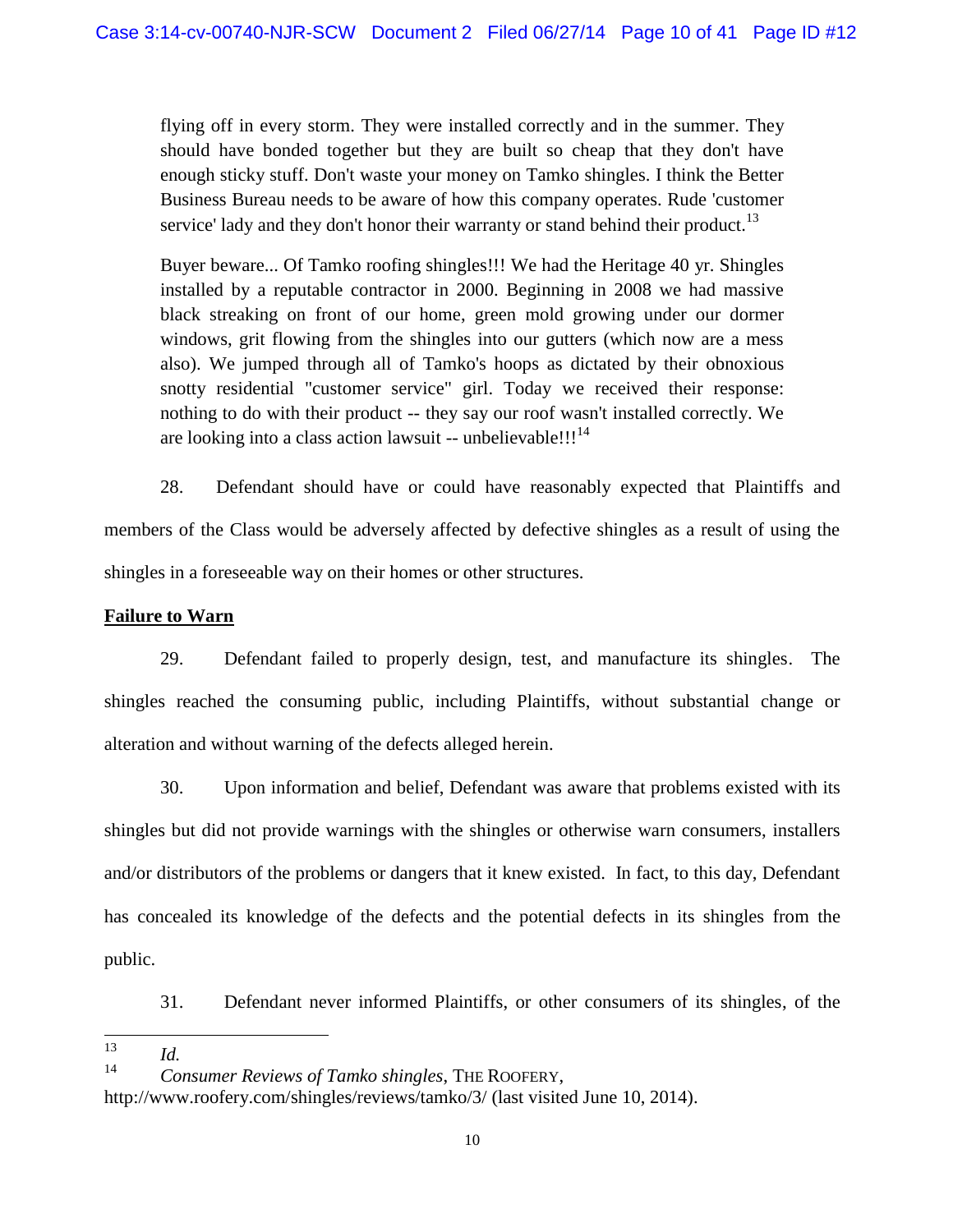> flying off in every storm. They were installed correctly and in the summer. They should have bonded together but they are built so cheap that they don't have enough sticky stuff. Don't waste your money on Tamko shingles. I think the Better Business Bureau needs to be aware of how this company operates. Rude 'customer service' lady and they don't honor their warranty or stand behind their product.[13]

> Buyer beware... Of Tamko roofing shingles!!! We had the Heritage 40 yr. Shingles installed by a reputable contractor in 2000. Beginning in 2008 we had massive black streaking on front of our home, green mold growing under our dormer windows, grit flowing from the shingles into our gutters (which now are a mess also). We jumped through all of Tamko's hoops as dictated by their obnoxious snotty residential "customer service" girl. Today we received their response: nothing to do with their product -- they say our roof wasn't installed correctly. We are looking into a class action lawsuit -- unbelievable!!![14]

28. Defendant should have or could have reasonably expected that Plaintiffs and members of the Class would be adversely affected by defective shingles as a result of using the shingles in a foreseeable way on their homes or other structures.

**<u>Failure to Warn</u>**

29. Defendant failed to properly design, test, and manufacture its shingles. The shingles reached the consuming public, including Plaintiffs, without substantial change or alteration and without warning of the defects alleged herein.

30. Upon information and belief, Defendant was aware that problems existed with its shingles but did not provide warnings with the shingles or otherwise warn consumers, installers and/or distributors of the problems or dangers that it knew existed. In fact, to this day, Defendant has concealed its knowledge of the defects and the potential defects in its shingles from the public.

31. Defendant never informed Plaintiffs, or other consumers of its shingles, of the

---

[13] *Id.*

[14] *Consumer Reviews of Tamko shingles*, THE ROOFERY, http://www.roofery.com/shingles/reviews/tamko/3/ (last visited June 10, 2014).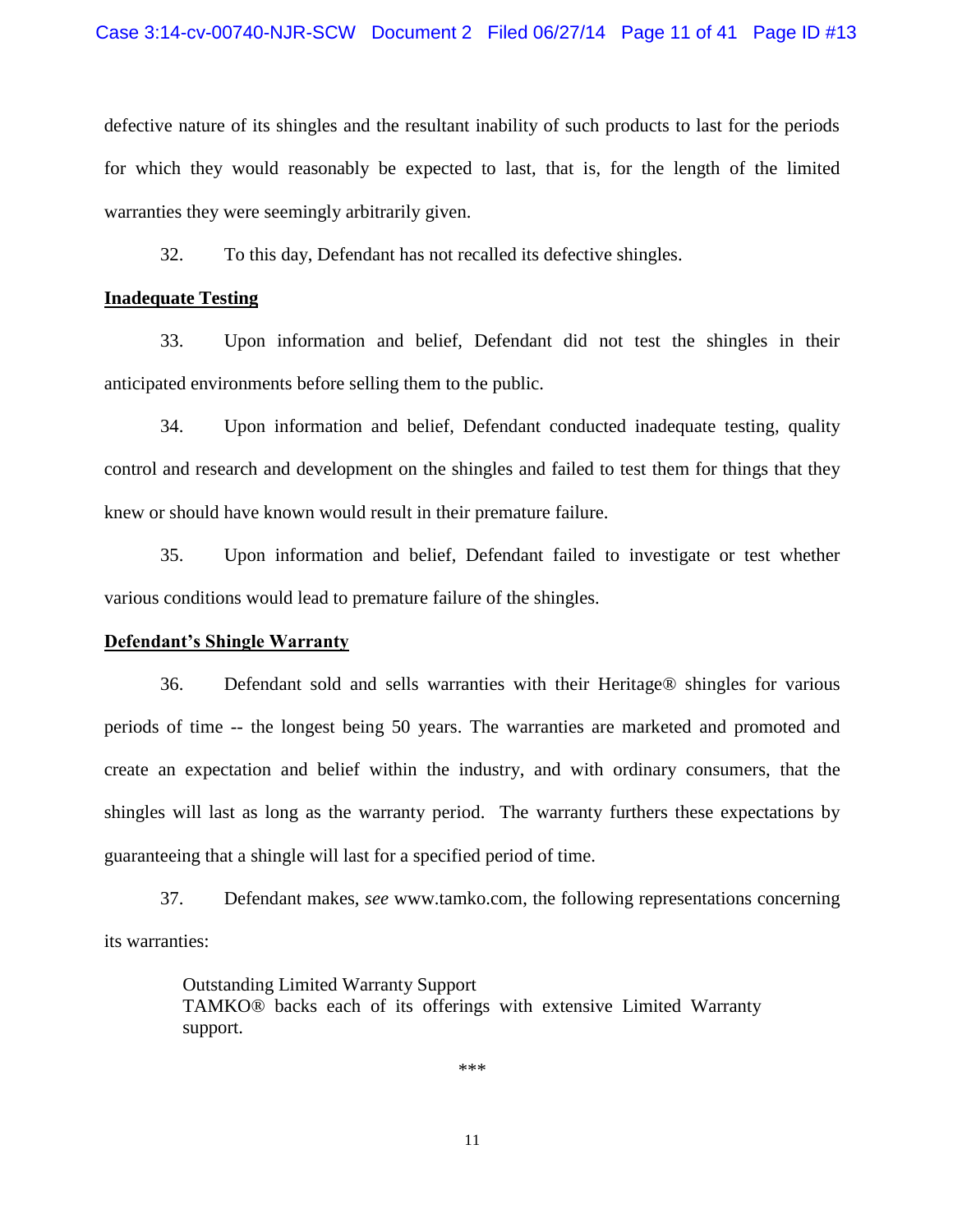defective nature of its shingles and the resultant inability of such products to last for the periods for which they would reasonably be expected to last, that is, for the length of the limited warranties they were seemingly arbitrarily given.

32. To this day, Defendant has not recalled its defective shingles.

**Inadequate Testing**

33. Upon information and belief, Defendant did not test the shingles in their anticipated environments before selling them to the public.

34. Upon information and belief, Defendant conducted inadequate testing, quality control and research and development on the shingles and failed to test them for things that they knew or should have known would result in their premature failure.

35. Upon information and belief, Defendant failed to investigate or test whether various conditions would lead to premature failure of the shingles.

**Defendant's Shingle Warranty**

36. Defendant sold and sells warranties with their Heritage® shingles for various periods of time -- the longest being 50 years. The warranties are marketed and promoted and create an expectation and belief within the industry, and with ordinary consumers, that the shingles will last as long as the warranty period. The warranty furthers these expectations by guaranteeing that a shingle will last for a specified period of time.

37. Defendant makes, *see* www.tamko.com, the following representations concerning its warranties:

> Outstanding Limited Warranty Support
> TAMKO® backs each of its offerings with extensive Limited Warranty support.

***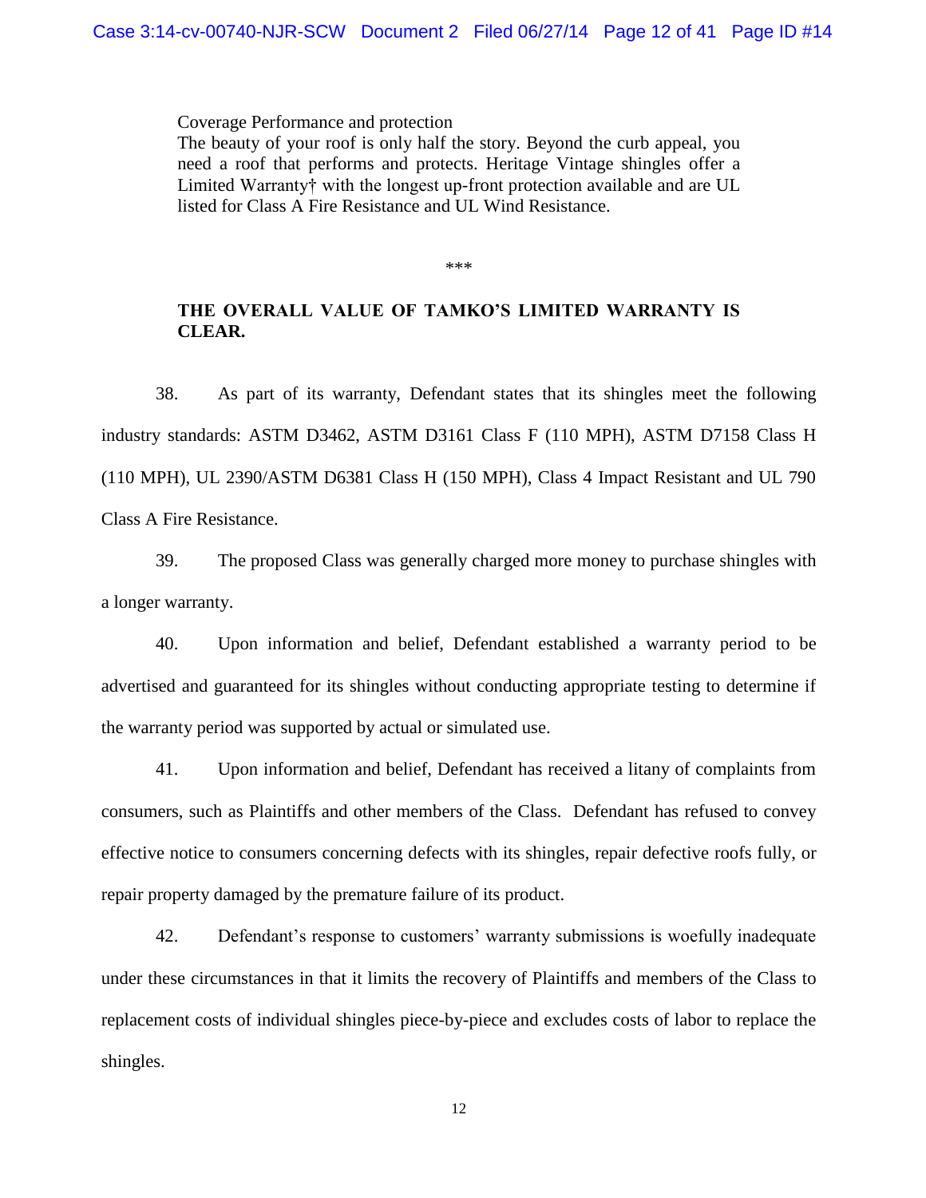Coverage Performance and protection
The beauty of your roof is only half the story. Beyond the curb appeal, you need a roof that performs and protects. Heritage Vintage shingles offer a Limited Warranty† with the longest up-front protection available and are UL listed for Class A Fire Resistance and UL Wind Resistance.

***

**THE OVERALL VALUE OF TAMKO'S LIMITED WARRANTY IS CLEAR.**

38. As part of its warranty, Defendant states that its shingles meet the following industry standards: ASTM D3462, ASTM D3161 Class F (110 MPH), ASTM D7158 Class H (110 MPH), UL 2390/ASTM D6381 Class H (150 MPH), Class 4 Impact Resistant and UL 790 Class A Fire Resistance.

39. The proposed Class was generally charged more money to purchase shingles with a longer warranty.

40. Upon information and belief, Defendant established a warranty period to be advertised and guaranteed for its shingles without conducting appropriate testing to determine if the warranty period was supported by actual or simulated use.

41. Upon information and belief, Defendant has received a litany of complaints from consumers, such as Plaintiffs and other members of the Class. Defendant has refused to convey effective notice to consumers concerning defects with its shingles, repair defective roofs fully, or repair property damaged by the premature failure of its product.

42. Defendant's response to customers' warranty submissions is woefully inadequate under these circumstances in that it limits the recovery of Plaintiffs and members of the Class to replacement costs of individual shingles piece-by-piece and excludes costs of labor to replace the shingles.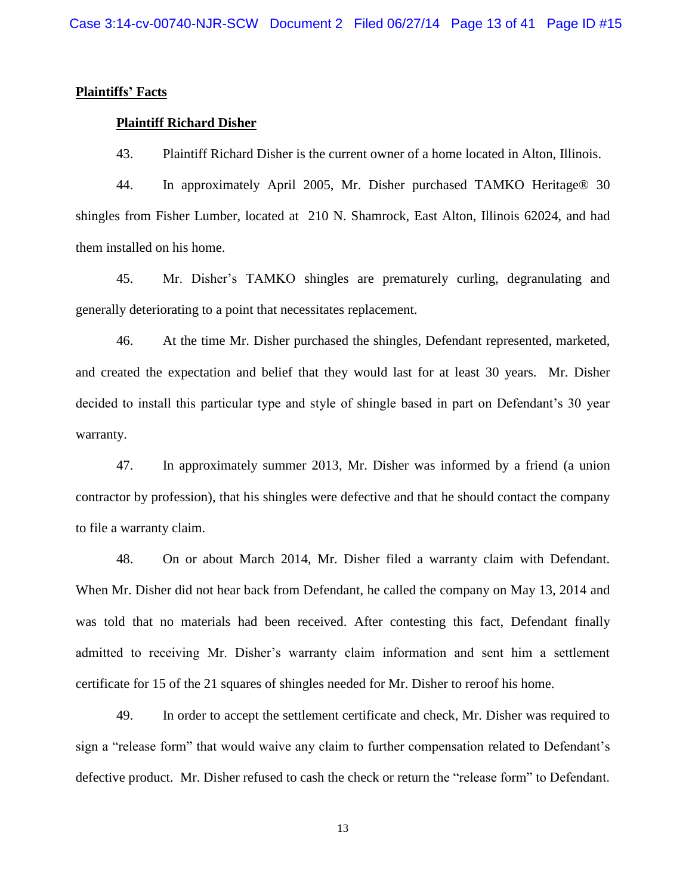**Plaintiffs' Facts**

**Plaintiff Richard Disher**

43. Plaintiff Richard Disher is the current owner of a home located in Alton, Illinois.

44. In approximately April 2005, Mr. Disher purchased TAMKO Heritage® 30 shingles from Fisher Lumber, located at 210 N. Shamrock, East Alton, Illinois 62024, and had them installed on his home.

45. Mr. Disher's TAMKO shingles are prematurely curling, degranulating and generally deteriorating to a point that necessitates replacement.

46. At the time Mr. Disher purchased the shingles, Defendant represented, marketed, and created the expectation and belief that they would last for at least 30 years. Mr. Disher decided to install this particular type and style of shingle based in part on Defendant's 30 year warranty.

47. In approximately summer 2013, Mr. Disher was informed by a friend (a union contractor by profession), that his shingles were defective and that he should contact the company to file a warranty claim.

48. On or about March 2014, Mr. Disher filed a warranty claim with Defendant. When Mr. Disher did not hear back from Defendant, he called the company on May 13, 2014 and was told that no materials had been received. After contesting this fact, Defendant finally admitted to receiving Mr. Disher's warranty claim information and sent him a settlement certificate for 15 of the 21 squares of shingles needed for Mr. Disher to reroof his home.

49. In order to accept the settlement certificate and check, Mr. Disher was required to sign a "release form" that would waive any claim to further compensation related to Defendant's defective product. Mr. Disher refused to cash the check or return the "release form" to Defendant.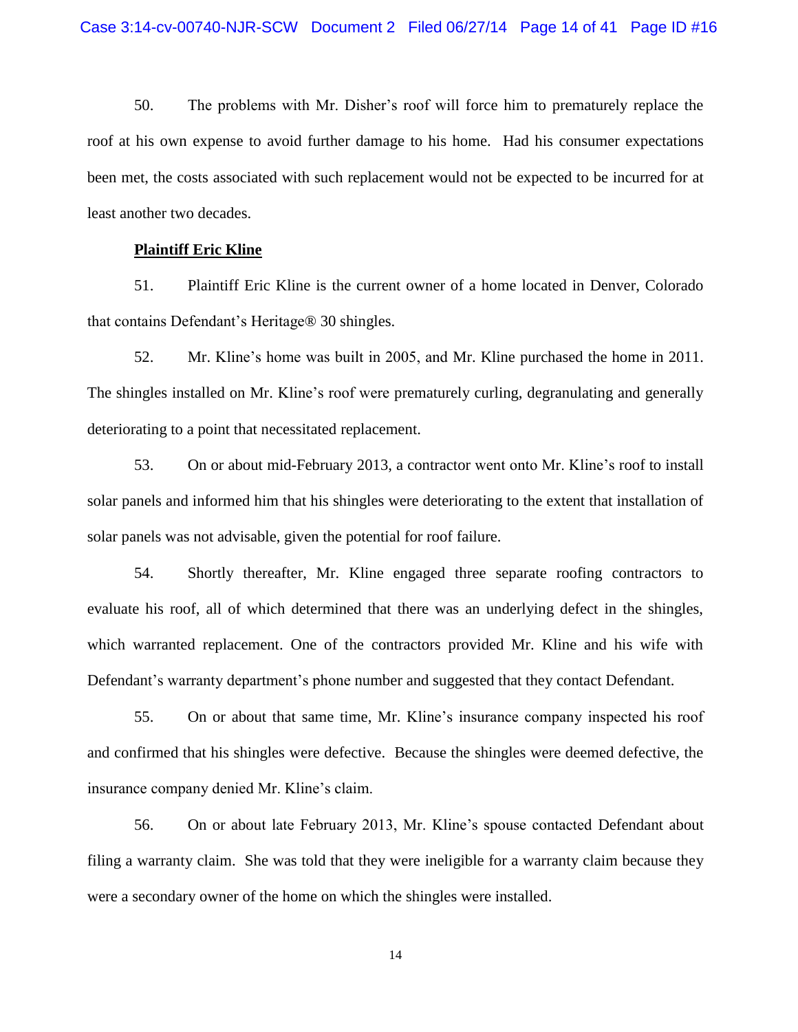50. The problems with Mr. Disher's roof will force him to prematurely replace the roof at his own expense to avoid further damage to his home. Had his consumer expectations been met, the costs associated with such replacement would not be expected to be incurred for at least another two decades.

**Plaintiff Eric Kline**

51. Plaintiff Eric Kline is the current owner of a home located in Denver, Colorado that contains Defendant's Heritage® 30 shingles.

52. Mr. Kline's home was built in 2005, and Mr. Kline purchased the home in 2011. The shingles installed on Mr. Kline's roof were prematurely curling, degranulating and generally deteriorating to a point that necessitated replacement.

53. On or about mid-February 2013, a contractor went onto Mr. Kline's roof to install solar panels and informed him that his shingles were deteriorating to the extent that installation of solar panels was not advisable, given the potential for roof failure.

54. Shortly thereafter, Mr. Kline engaged three separate roofing contractors to evaluate his roof, all of which determined that there was an underlying defect in the shingles, which warranted replacement. One of the contractors provided Mr. Kline and his wife with Defendant's warranty department's phone number and suggested that they contact Defendant.

55. On or about that same time, Mr. Kline's insurance company inspected his roof and confirmed that his shingles were defective. Because the shingles were deemed defective, the insurance company denied Mr. Kline's claim.

56. On or about late February 2013, Mr. Kline's spouse contacted Defendant about filing a warranty claim. She was told that they were ineligible for a warranty claim because they were a secondary owner of the home on which the shingles were installed.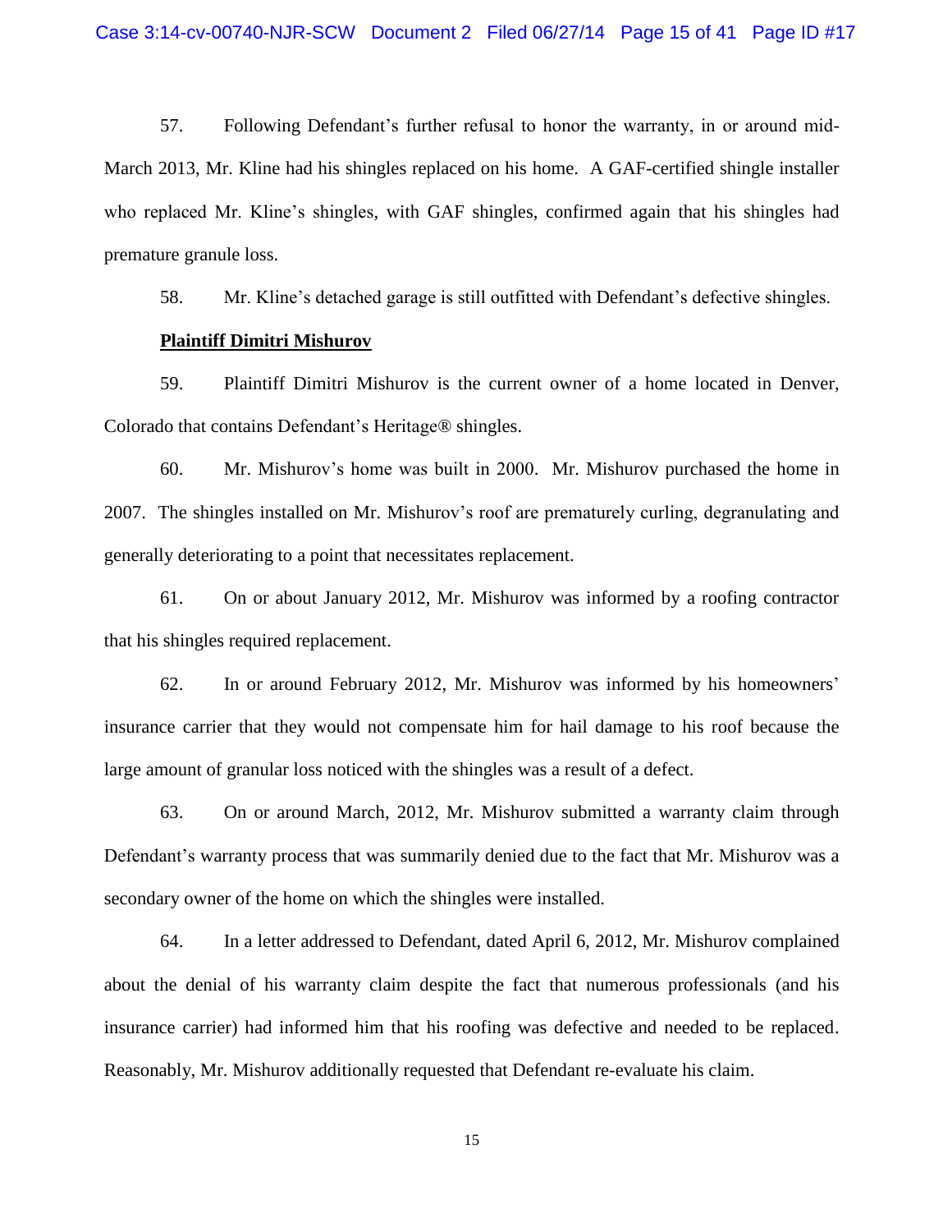57. Following Defendant's further refusal to honor the warranty, in or around mid-March 2013, Mr. Kline had his shingles replaced on his home. A GAF-certified shingle installer who replaced Mr. Kline's shingles, with GAF shingles, confirmed again that his shingles had premature granule loss.

58. Mr. Kline's detached garage is still outfitted with Defendant's defective shingles.

**Plaintiff Dimitri Mishurov**

59. Plaintiff Dimitri Mishurov is the current owner of a home located in Denver, Colorado that contains Defendant's Heritage® shingles.

60. Mr. Mishurov's home was built in 2000. Mr. Mishurov purchased the home in 2007. The shingles installed on Mr. Mishurov's roof are prematurely curling, degranulating and generally deteriorating to a point that necessitates replacement.

61. On or about January 2012, Mr. Mishurov was informed by a roofing contractor that his shingles required replacement.

62. In or around February 2012, Mr. Mishurov was informed by his homeowners' insurance carrier that they would not compensate him for hail damage to his roof because the large amount of granular loss noticed with the shingles was a result of a defect.

63. On or around March, 2012, Mr. Mishurov submitted a warranty claim through Defendant's warranty process that was summarily denied due to the fact that Mr. Mishurov was a secondary owner of the home on which the shingles were installed.

64. In a letter addressed to Defendant, dated April 6, 2012, Mr. Mishurov complained about the denial of his warranty claim despite the fact that numerous professionals (and his insurance carrier) had informed him that his roofing was defective and needed to be replaced. Reasonably, Mr. Mishurov additionally requested that Defendant re-evaluate his claim.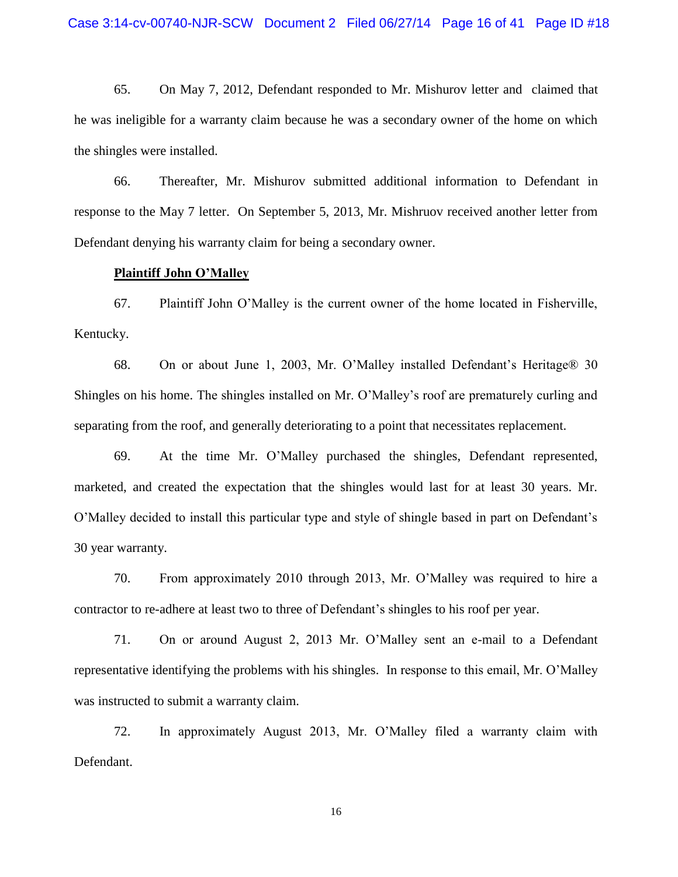65. On May 7, 2012, Defendant responded to Mr. Mishurov letter and claimed that he was ineligible for a warranty claim because he was a secondary owner of the home on which the shingles were installed.

66. Thereafter, Mr. Mishurov submitted additional information to Defendant in response to the May 7 letter. On September 5, 2013, Mr. Mishruov received another letter from Defendant denying his warranty claim for being a secondary owner.

**Plaintiff John O'Malley**

67. Plaintiff John O'Malley is the current owner of the home located in Fisherville, Kentucky.

68. On or about June 1, 2003, Mr. O'Malley installed Defendant's Heritage® 30 Shingles on his home. The shingles installed on Mr. O'Malley's roof are prematurely curling and separating from the roof, and generally deteriorating to a point that necessitates replacement.

69. At the time Mr. O'Malley purchased the shingles, Defendant represented, marketed, and created the expectation that the shingles would last for at least 30 years. Mr. O'Malley decided to install this particular type and style of shingle based in part on Defendant's 30 year warranty.

70. From approximately 2010 through 2013, Mr. O'Malley was required to hire a contractor to re-adhere at least two to three of Defendant's shingles to his roof per year.

71. On or around August 2, 2013 Mr. O'Malley sent an e-mail to a Defendant representative identifying the problems with his shingles. In response to this email, Mr. O'Malley was instructed to submit a warranty claim.

72. In approximately August 2013, Mr. O'Malley filed a warranty claim with Defendant.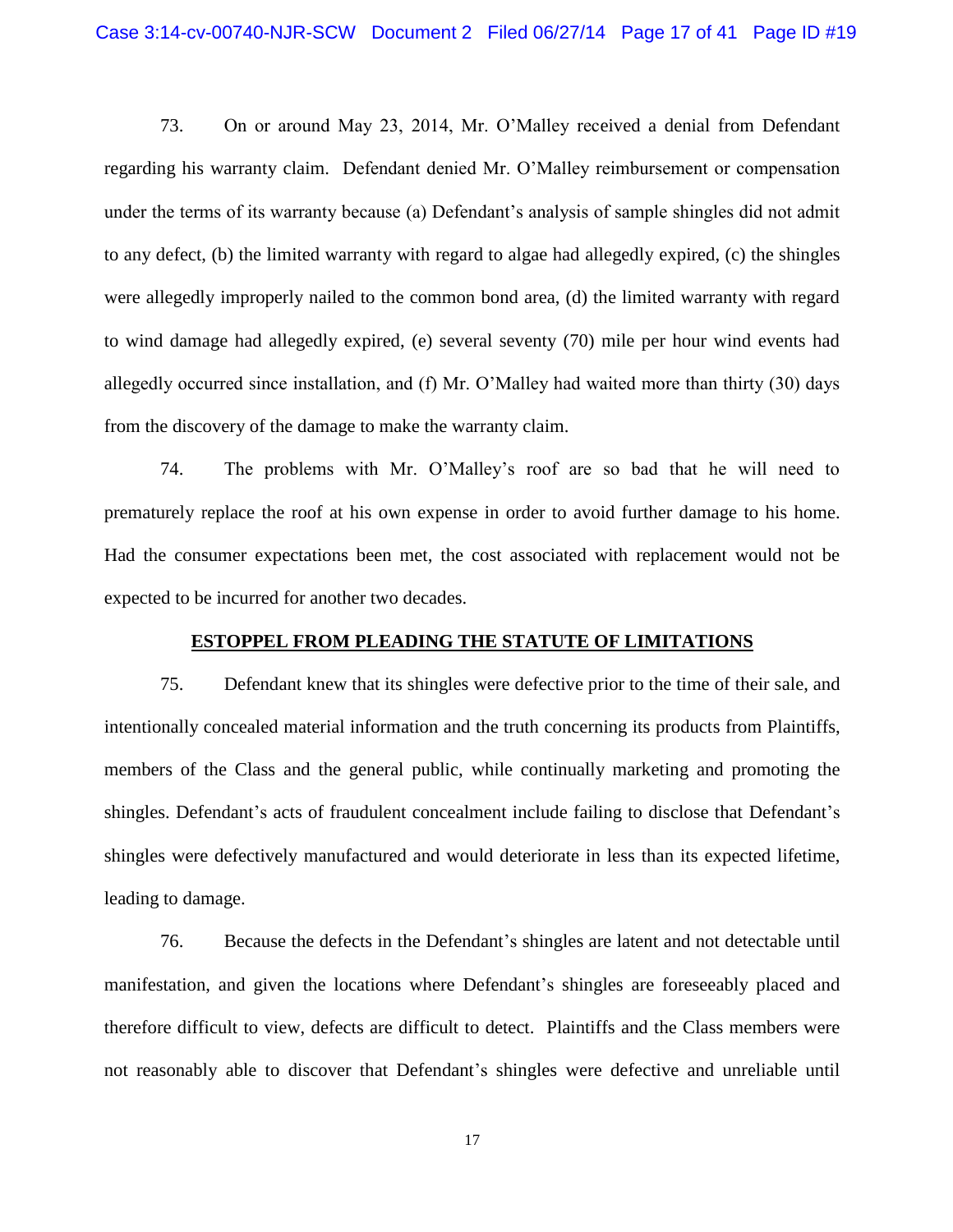73. On or around May 23, 2014, Mr. O'Malley received a denial from Defendant regarding his warranty claim. Defendant denied Mr. O'Malley reimbursement or compensation under the terms of its warranty because (a) Defendant's analysis of sample shingles did not admit to any defect, (b) the limited warranty with regard to algae had allegedly expired, (c) the shingles were allegedly improperly nailed to the common bond area, (d) the limited warranty with regard to wind damage had allegedly expired, (e) several seventy (70) mile per hour wind events had allegedly occurred since installation, and (f) Mr. O'Malley had waited more than thirty (30) days from the discovery of the damage to make the warranty claim.

74. The problems with Mr. O'Malley's roof are so bad that he will need to prematurely replace the roof at his own expense in order to avoid further damage to his home. Had the consumer expectations been met, the cost associated with replacement would not be expected to be incurred for another two decades.

## ESTOPPEL FROM PLEADING THE STATUTE OF LIMITATIONS

75. Defendant knew that its shingles were defective prior to the time of their sale, and intentionally concealed material information and the truth concerning its products from Plaintiffs, members of the Class and the general public, while continually marketing and promoting the shingles. Defendant's acts of fraudulent concealment include failing to disclose that Defendant's shingles were defectively manufactured and would deteriorate in less than its expected lifetime, leading to damage.

76. Because the defects in the Defendant's shingles are latent and not detectable until manifestation, and given the locations where Defendant's shingles are foreseeably placed and therefore difficult to view, defects are difficult to detect. Plaintiffs and the Class members were not reasonably able to discover that Defendant's shingles were defective and unreliable until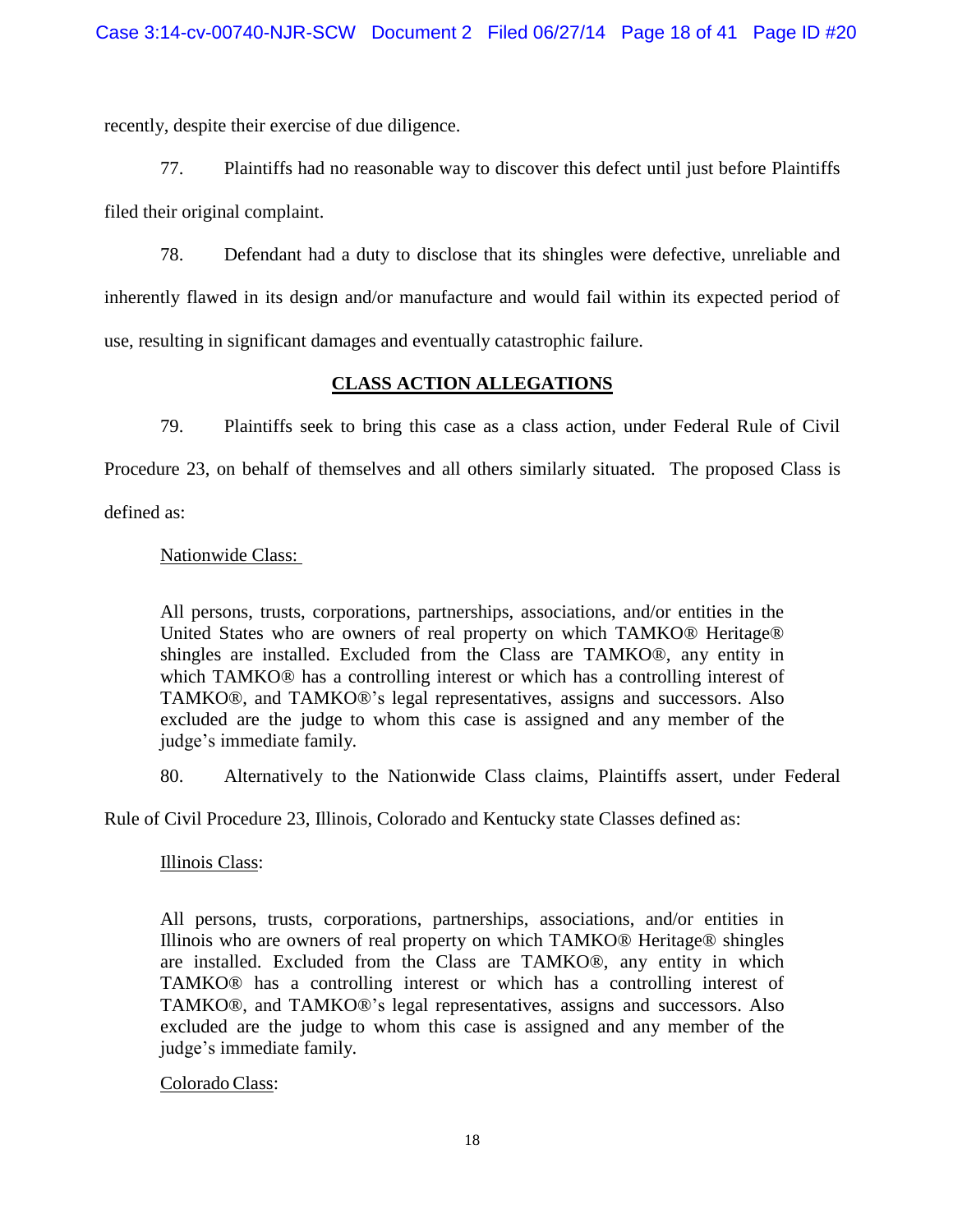recently, despite their exercise of due diligence.

77. Plaintiffs had no reasonable way to discover this defect until just before Plaintiffs filed their original complaint.

78. Defendant had a duty to disclose that its shingles were defective, unreliable and inherently flawed in its design and/or manufacture and would fail within its expected period of use, resulting in significant damages and eventually catastrophic failure.

## CLASS ACTION ALLEGATIONS

79. Plaintiffs seek to bring this case as a class action, under Federal Rule of Civil Procedure 23, on behalf of themselves and all others similarly situated. The proposed Class is defined as:

> Nationwide Class:
>
> All persons, trusts, corporations, partnerships, associations, and/or entities in the United States who are owners of real property on which TAMKO® Heritage® shingles are installed. Excluded from the Class are TAMKO®, any entity in which TAMKO® has a controlling interest or which has a controlling interest of TAMKO®, and TAMKO®'s legal representatives, assigns and successors. Also excluded are the judge to whom this case is assigned and any member of the judge's immediate family.

80. Alternatively to the Nationwide Class claims, Plaintiffs assert, under Federal Rule of Civil Procedure 23, Illinois, Colorado and Kentucky state Classes defined as:

> Illinois Class:
>
> All persons, trusts, corporations, partnerships, associations, and/or entities in Illinois who are owners of real property on which TAMKO® Heritage® shingles are installed. Excluded from the Class are TAMKO®, any entity in which TAMKO® has a controlling interest or which has a controlling interest of TAMKO®, and TAMKO®'s legal representatives, assigns and successors. Also excluded are the judge to whom this case is assigned and any member of the judge's immediate family.
>
> Colorado Class: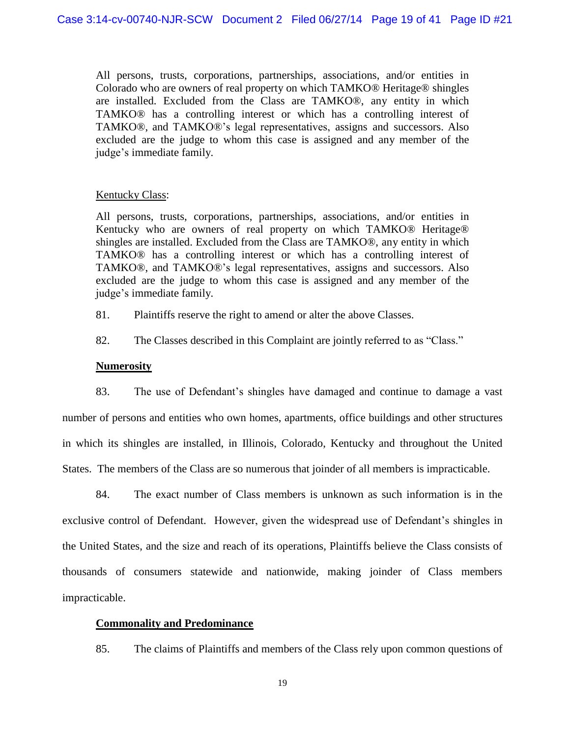All persons, trusts, corporations, partnerships, associations, and/or entities in Colorado who are owners of real property on which TAMKO® Heritage® shingles are installed. Excluded from the Class are TAMKO®, any entity in which TAMKO® has a controlling interest or which has a controlling interest of TAMKO®, and TAMKO®'s legal representatives, assigns and successors. Also excluded are the judge to whom this case is assigned and any member of the judge's immediate family.

Kentucky Class:

All persons, trusts, corporations, partnerships, associations, and/or entities in Kentucky who are owners of real property on which TAMKO® Heritage® shingles are installed. Excluded from the Class are TAMKO®, any entity in which TAMKO® has a controlling interest or which has a controlling interest of TAMKO®, and TAMKO®'s legal representatives, assigns and successors. Also excluded are the judge to whom this case is assigned and any member of the judge's immediate family.

81. Plaintiffs reserve the right to amend or alter the above Classes.

82. The Classes described in this Complaint are jointly referred to as "Class."

**Numerosity**

83. The use of Defendant's shingles have damaged and continue to damage a vast number of persons and entities who own homes, apartments, office buildings and other structures in which its shingles are installed, in Illinois, Colorado, Kentucky and throughout the United States. The members of the Class are so numerous that joinder of all members is impracticable.

84. The exact number of Class members is unknown as such information is in the exclusive control of Defendant. However, given the widespread use of Defendant's shingles in the United States, and the size and reach of its operations, Plaintiffs believe the Class consists of thousands of consumers statewide and nationwide, making joinder of Class members impracticable.

**Commonality and Predominance**

85. The claims of Plaintiffs and members of the Class rely upon common questions of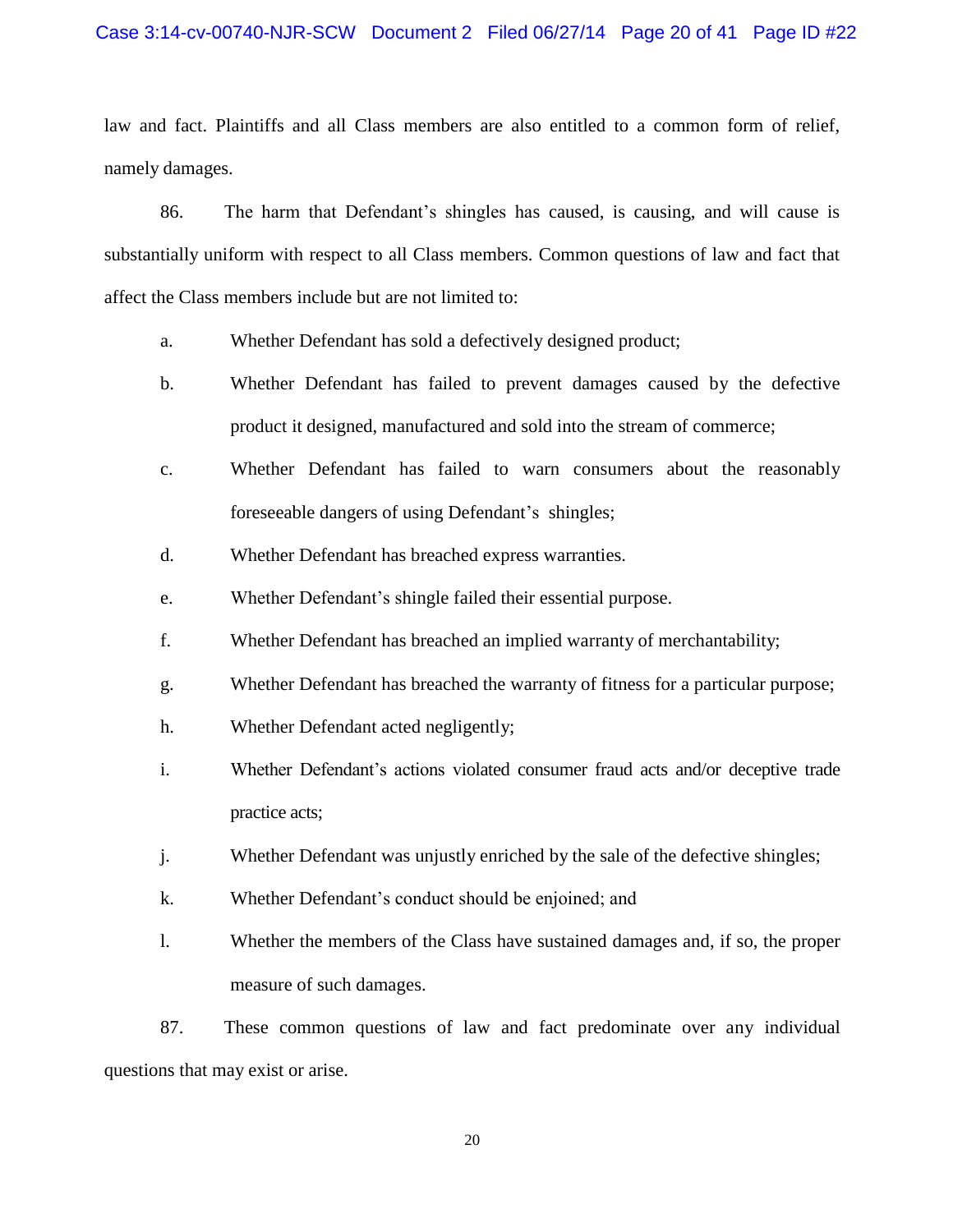law and fact. Plaintiffs and all Class members are also entitled to a common form of relief, namely damages.

86. The harm that Defendant's shingles has caused, is causing, and will cause is substantially uniform with respect to all Class members. Common questions of law and fact that affect the Class members include but are not limited to:

a. Whether Defendant has sold a defectively designed product;

b. Whether Defendant has failed to prevent damages caused by the defective product it designed, manufactured and sold into the stream of commerce;

c. Whether Defendant has failed to warn consumers about the reasonably foreseeable dangers of using Defendant's shingles;

d. Whether Defendant has breached express warranties.

e. Whether Defendant's shingle failed their essential purpose.

f. Whether Defendant has breached an implied warranty of merchantability;

g. Whether Defendant has breached the warranty of fitness for a particular purpose;

h. Whether Defendant acted negligently;

i. Whether Defendant's actions violated consumer fraud acts and/or deceptive trade practice acts;

j. Whether Defendant was unjustly enriched by the sale of the defective shingles;

k. Whether Defendant's conduct should be enjoined; and

l. Whether the members of the Class have sustained damages and, if so, the proper measure of such damages.

87. These common questions of law and fact predominate over any individual questions that may exist or arise.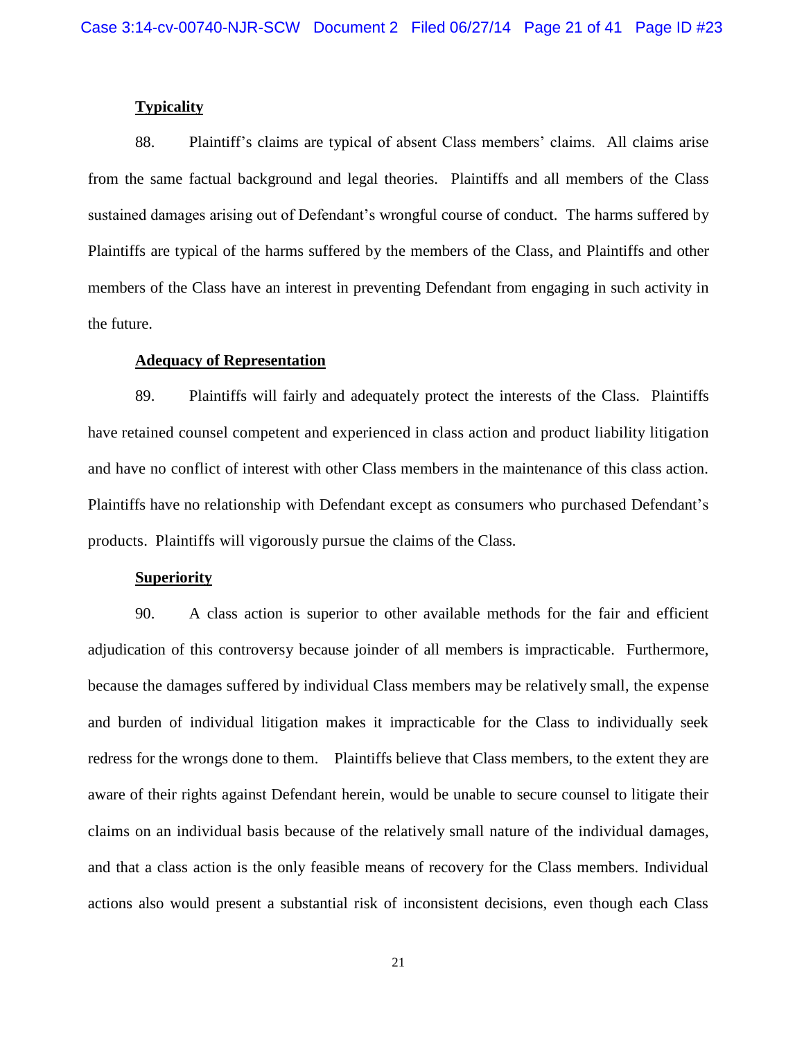**Typicality**

88. Plaintiff's claims are typical of absent Class members' claims. All claims arise from the same factual background and legal theories. Plaintiffs and all members of the Class sustained damages arising out of Defendant's wrongful course of conduct. The harms suffered by Plaintiffs are typical of the harms suffered by the members of the Class, and Plaintiffs and other members of the Class have an interest in preventing Defendant from engaging in such activity in the future.

**Adequacy of Representation**

89. Plaintiffs will fairly and adequately protect the interests of the Class. Plaintiffs have retained counsel competent and experienced in class action and product liability litigation and have no conflict of interest with other Class members in the maintenance of this class action. Plaintiffs have no relationship with Defendant except as consumers who purchased Defendant's products. Plaintiffs will vigorously pursue the claims of the Class.

**Superiority**

90. A class action is superior to other available methods for the fair and efficient adjudication of this controversy because joinder of all members is impracticable. Furthermore, because the damages suffered by individual Class members may be relatively small, the expense and burden of individual litigation makes it impracticable for the Class to individually seek redress for the wrongs done to them. Plaintiffs believe that Class members, to the extent they are aware of their rights against Defendant herein, would be unable to secure counsel to litigate their claims on an individual basis because of the relatively small nature of the individual damages, and that a class action is the only feasible means of recovery for the Class members. Individual actions also would present a substantial risk of inconsistent decisions, even though each Class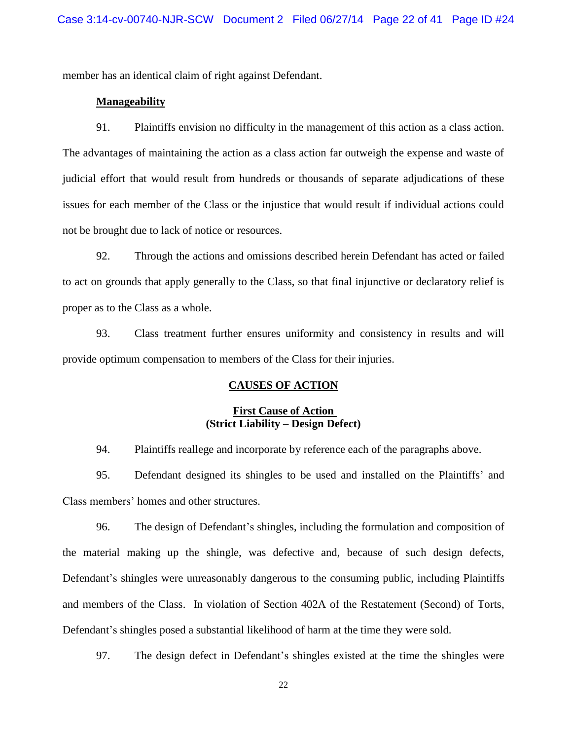member has an identical claim of right against Defendant.

**Manageability**

91. Plaintiffs envision no difficulty in the management of this action as a class action. The advantages of maintaining the action as a class action far outweigh the expense and waste of judicial effort that would result from hundreds or thousands of separate adjudications of these issues for each member of the Class or the injustice that would result if individual actions could not be brought due to lack of notice or resources.

92. Through the actions and omissions described herein Defendant has acted or failed to act on grounds that apply generally to the Class, so that final injunctive or declaratory relief is proper as to the Class as a whole.

93. Class treatment further ensures uniformity and consistency in results and will provide optimum compensation to members of the Class for their injuries.

## CAUSES OF ACTION

### First Cause of Action (Strict Liability – Design Defect)

94. Plaintiffs reallege and incorporate by reference each of the paragraphs above.

95. Defendant designed its shingles to be used and installed on the Plaintiffs' and Class members' homes and other structures.

96. The design of Defendant's shingles, including the formulation and composition of the material making up the shingle, was defective and, because of such design defects, Defendant's shingles were unreasonably dangerous to the consuming public, including Plaintiffs and members of the Class. In violation of Section 402A of the Restatement (Second) of Torts, Defendant's shingles posed a substantial likelihood of harm at the time they were sold.

97. The design defect in Defendant's shingles existed at the time the shingles were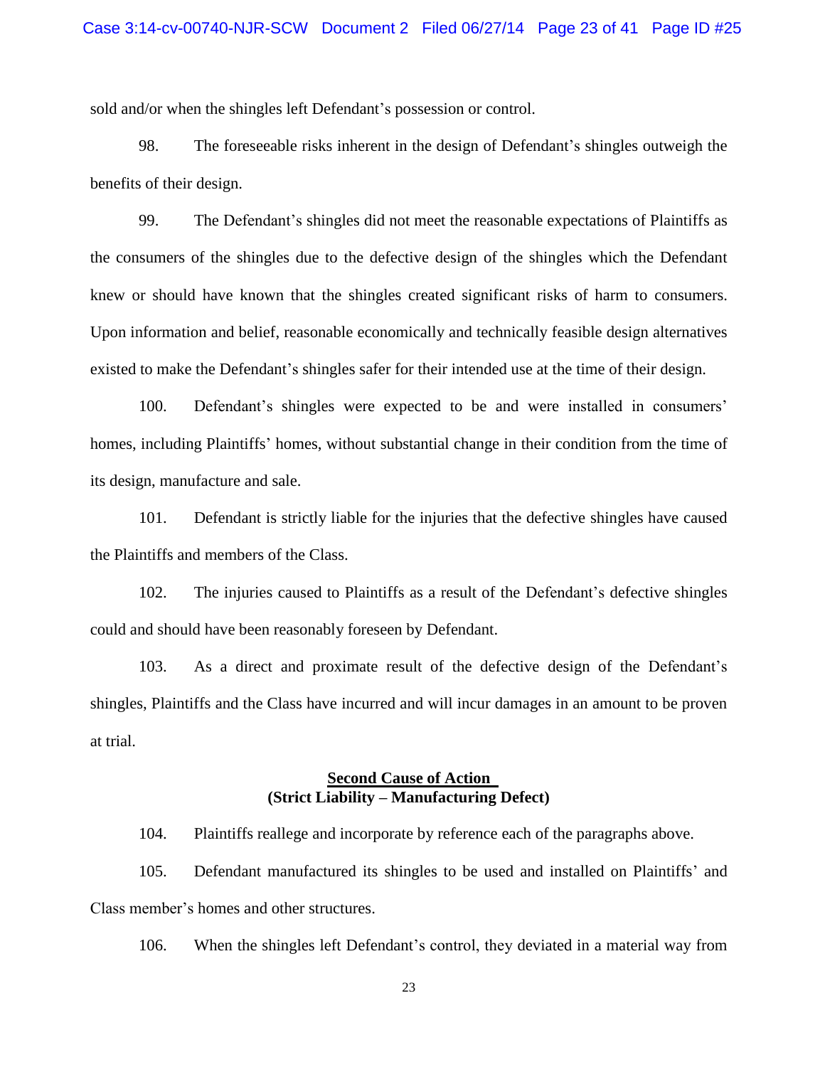sold and/or when the shingles left Defendant's possession or control.

98. The foreseeable risks inherent in the design of Defendant's shingles outweigh the benefits of their design.

99. The Defendant's shingles did not meet the reasonable expectations of Plaintiffs as the consumers of the shingles due to the defective design of the shingles which the Defendant knew or should have known that the shingles created significant risks of harm to consumers. Upon information and belief, reasonable economically and technically feasible design alternatives existed to make the Defendant's shingles safer for their intended use at the time of their design.

100. Defendant's shingles were expected to be and were installed in consumers' homes, including Plaintiffs' homes, without substantial change in their condition from the time of its design, manufacture and sale.

101. Defendant is strictly liable for the injuries that the defective shingles have caused the Plaintiffs and members of the Class.

102. The injuries caused to Plaintiffs as a result of the Defendant's defective shingles could and should have been reasonably foreseen by Defendant.

103. As a direct and proximate result of the defective design of the Defendant's shingles, Plaintiffs and the Class have incurred and will incur damages in an amount to be proven at trial.

**Second Cause of Action**
**(Strict Liability – Manufacturing Defect)**

104. Plaintiffs reallege and incorporate by reference each of the paragraphs above.

105. Defendant manufactured its shingles to be used and installed on Plaintiffs' and Class member's homes and other structures.

106. When the shingles left Defendant's control, they deviated in a material way from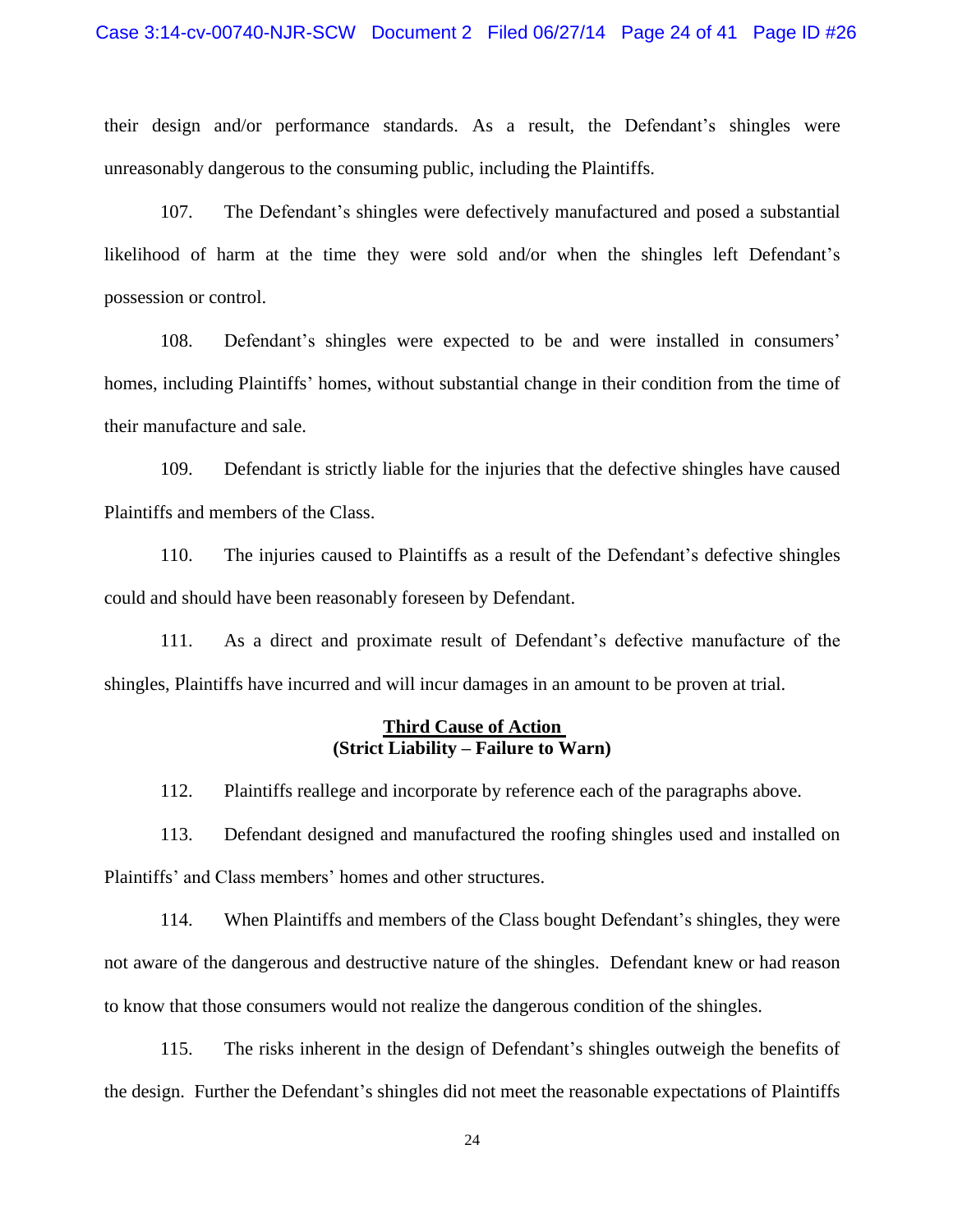their design and/or performance standards. As a result, the Defendant's shingles were unreasonably dangerous to the consuming public, including the Plaintiffs.

107. The Defendant's shingles were defectively manufactured and posed a substantial likelihood of harm at the time they were sold and/or when the shingles left Defendant's possession or control.

108. Defendant's shingles were expected to be and were installed in consumers' homes, including Plaintiffs' homes, without substantial change in their condition from the time of their manufacture and sale.

109. Defendant is strictly liable for the injuries that the defective shingles have caused Plaintiffs and members of the Class.

110. The injuries caused to Plaintiffs as a result of the Defendant's defective shingles could and should have been reasonably foreseen by Defendant.

111. As a direct and proximate result of Defendant's defective manufacture of the shingles, Plaintiffs have incurred and will incur damages in an amount to be proven at trial.

**Third Cause of Action**
**(Strict Liability – Failure to Warn)**

112. Plaintiffs reallege and incorporate by reference each of the paragraphs above.

113. Defendant designed and manufactured the roofing shingles used and installed on Plaintiffs' and Class members' homes and other structures.

114. When Plaintiffs and members of the Class bought Defendant's shingles, they were not aware of the dangerous and destructive nature of the shingles. Defendant knew or had reason to know that those consumers would not realize the dangerous condition of the shingles.

115. The risks inherent in the design of Defendant's shingles outweigh the benefits of the design. Further the Defendant's shingles did not meet the reasonable expectations of Plaintiffs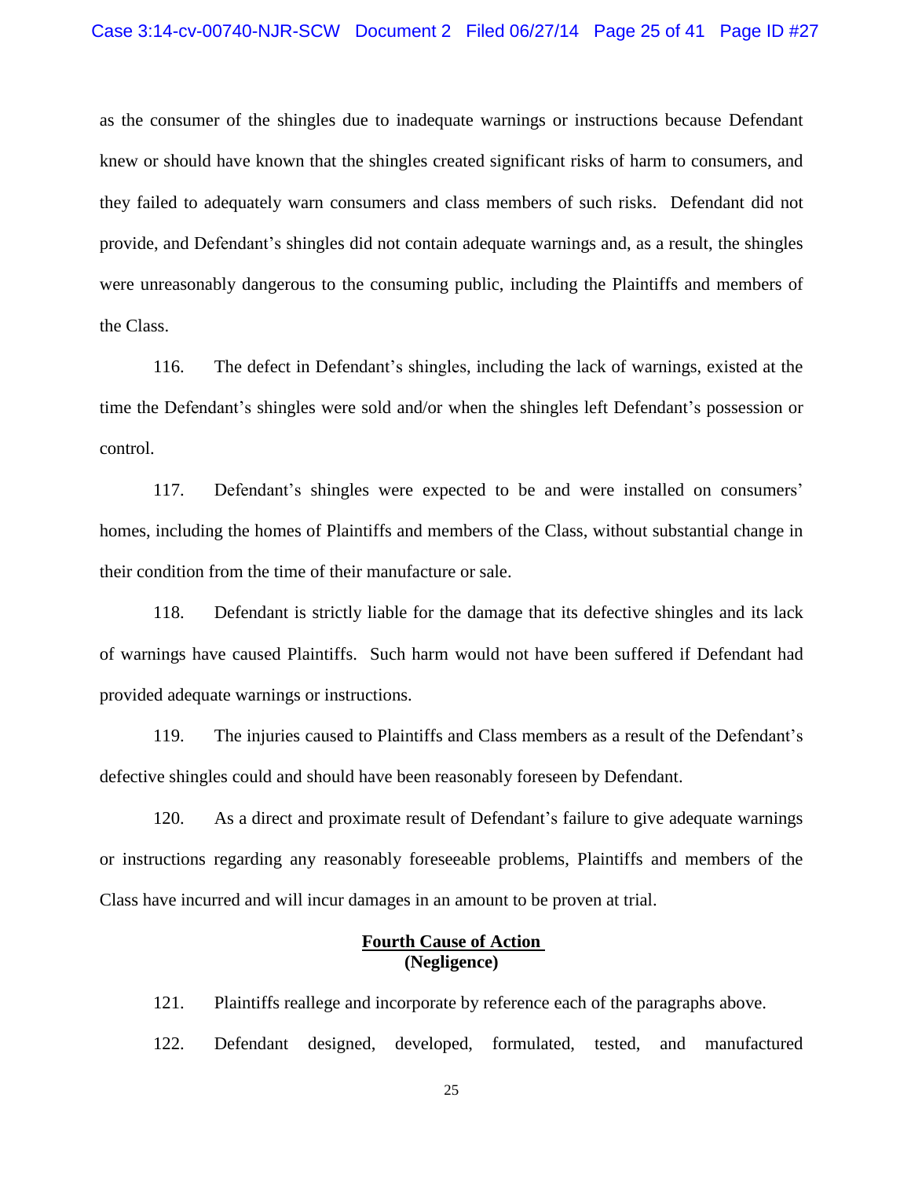as the consumer of the shingles due to inadequate warnings or instructions because Defendant knew or should have known that the shingles created significant risks of harm to consumers, and they failed to adequately warn consumers and class members of such risks. Defendant did not provide, and Defendant's shingles did not contain adequate warnings and, as a result, the shingles were unreasonably dangerous to the consuming public, including the Plaintiffs and members of the Class.

116. The defect in Defendant's shingles, including the lack of warnings, existed at the time the Defendant's shingles were sold and/or when the shingles left Defendant's possession or control.

117. Defendant's shingles were expected to be and were installed on consumers' homes, including the homes of Plaintiffs and members of the Class, without substantial change in their condition from the time of their manufacture or sale.

118. Defendant is strictly liable for the damage that its defective shingles and its lack of warnings have caused Plaintiffs. Such harm would not have been suffered if Defendant had provided adequate warnings or instructions.

119. The injuries caused to Plaintiffs and Class members as a result of the Defendant's defective shingles could and should have been reasonably foreseen by Defendant.

120. As a direct and proximate result of Defendant's failure to give adequate warnings or instructions regarding any reasonably foreseeable problems, Plaintiffs and members of the Class have incurred and will incur damages in an amount to be proven at trial.

## Fourth Cause of Action
**(Negligence)**

121. Plaintiffs reallege and incorporate by reference each of the paragraphs above.

122. Defendant designed, developed, formulated, tested, and manufactured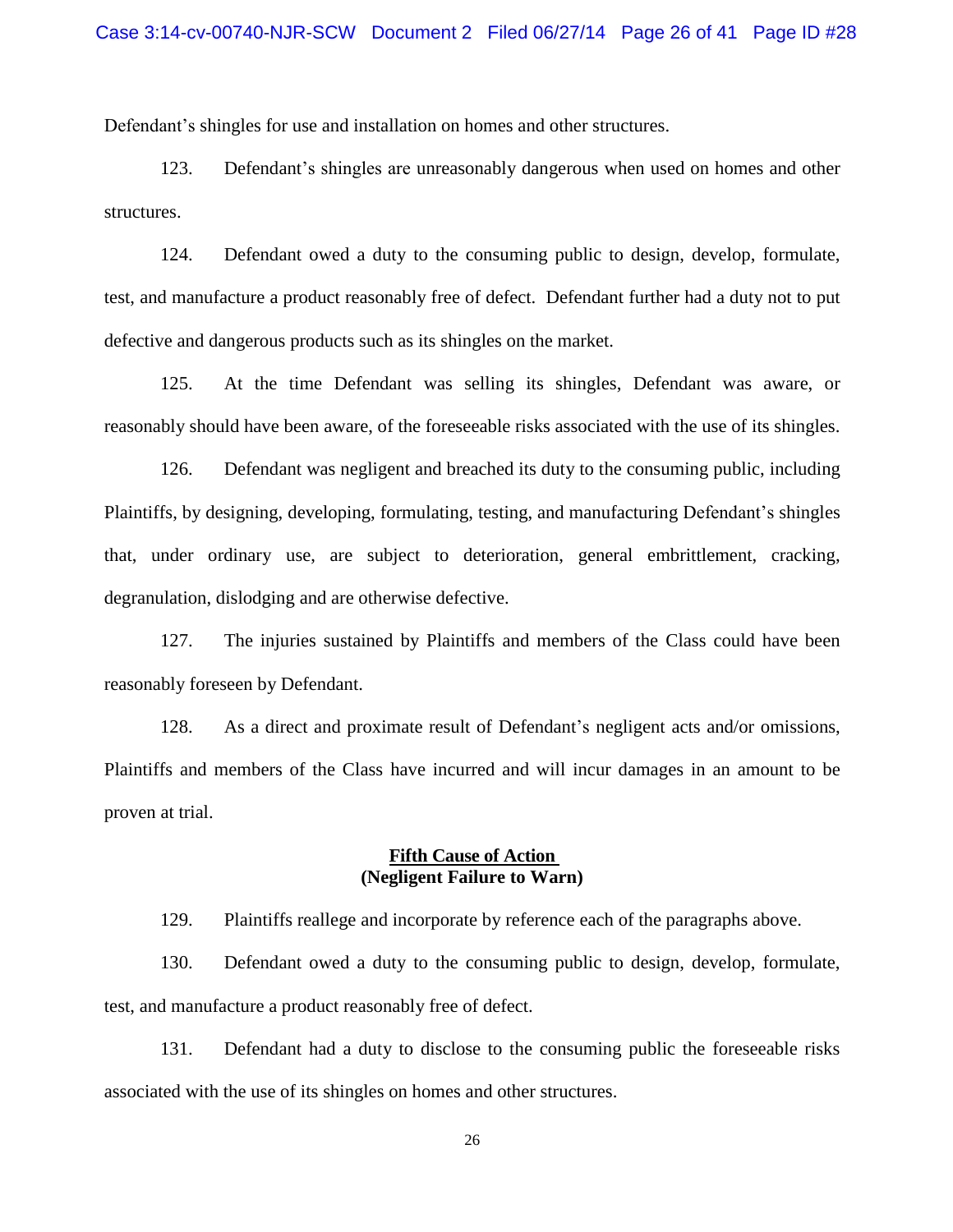Defendant's shingles for use and installation on homes and other structures.

123. Defendant's shingles are unreasonably dangerous when used on homes and other structures.

124. Defendant owed a duty to the consuming public to design, develop, formulate, test, and manufacture a product reasonably free of defect. Defendant further had a duty not to put defective and dangerous products such as its shingles on the market.

125. At the time Defendant was selling its shingles, Defendant was aware, or reasonably should have been aware, of the foreseeable risks associated with the use of its shingles.

126. Defendant was negligent and breached its duty to the consuming public, including Plaintiffs, by designing, developing, formulating, testing, and manufacturing Defendant's shingles that, under ordinary use, are subject to deterioration, general embrittlement, cracking, degranulation, dislodging and are otherwise defective.

127. The injuries sustained by Plaintiffs and members of the Class could have been reasonably foreseen by Defendant.

128. As a direct and proximate result of Defendant's negligent acts and/or omissions, Plaintiffs and members of the Class have incurred and will incur damages in an amount to be proven at trial.

## **Fifth Cause of Action**
## **(Negligent Failure to Warn)**

129. Plaintiffs reallege and incorporate by reference each of the paragraphs above.

130. Defendant owed a duty to the consuming public to design, develop, formulate, test, and manufacture a product reasonably free of defect.

131. Defendant had a duty to disclose to the consuming public the foreseeable risks associated with the use of its shingles on homes and other structures.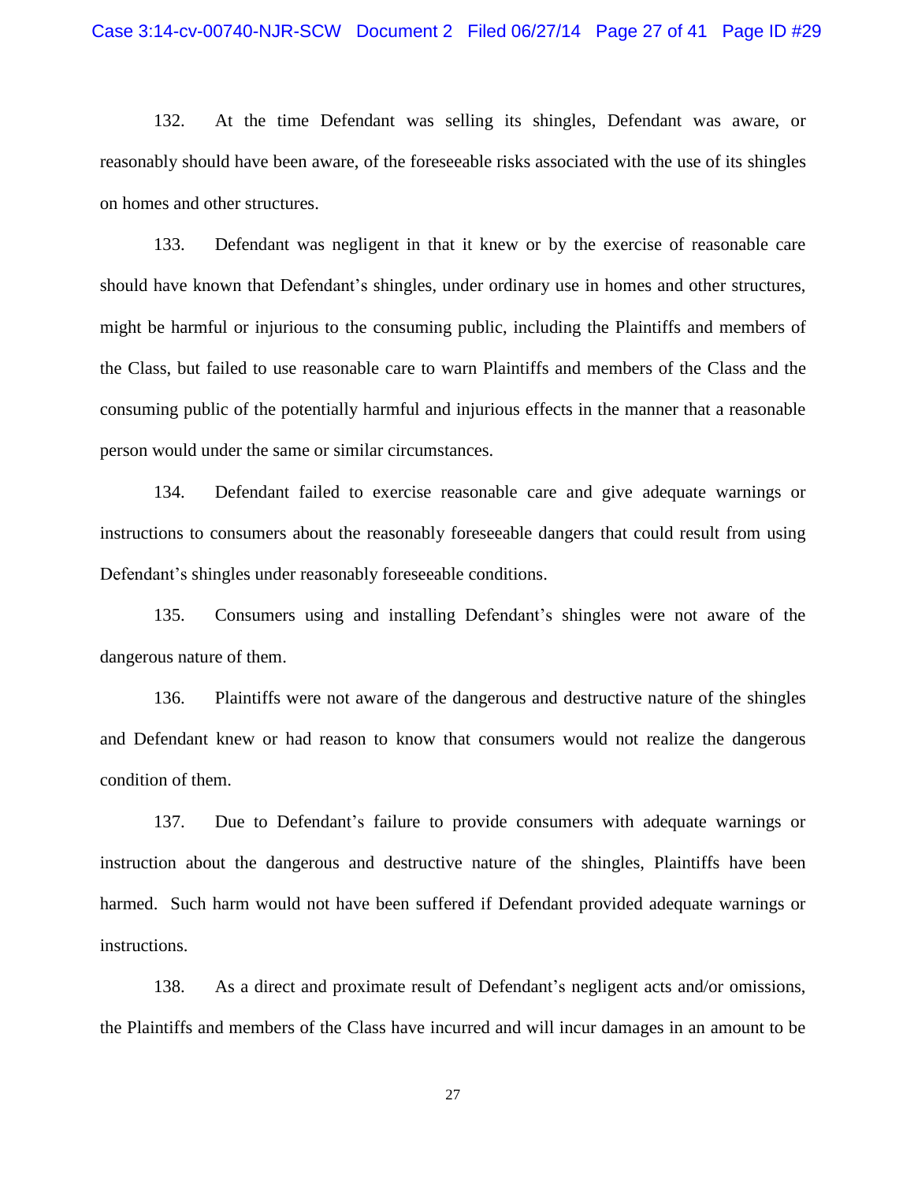132. At the time Defendant was selling its shingles, Defendant was aware, or reasonably should have been aware, of the foreseeable risks associated with the use of its shingles on homes and other structures.

133. Defendant was negligent in that it knew or by the exercise of reasonable care should have known that Defendant's shingles, under ordinary use in homes and other structures, might be harmful or injurious to the consuming public, including the Plaintiffs and members of the Class, but failed to use reasonable care to warn Plaintiffs and members of the Class and the consuming public of the potentially harmful and injurious effects in the manner that a reasonable person would under the same or similar circumstances.

134. Defendant failed to exercise reasonable care and give adequate warnings or instructions to consumers about the reasonably foreseeable dangers that could result from using Defendant's shingles under reasonably foreseeable conditions.

135. Consumers using and installing Defendant's shingles were not aware of the dangerous nature of them.

136. Plaintiffs were not aware of the dangerous and destructive nature of the shingles and Defendant knew or had reason to know that consumers would not realize the dangerous condition of them.

137. Due to Defendant's failure to provide consumers with adequate warnings or instruction about the dangerous and destructive nature of the shingles, Plaintiffs have been harmed. Such harm would not have been suffered if Defendant provided adequate warnings or instructions.

138. As a direct and proximate result of Defendant's negligent acts and/or omissions, the Plaintiffs and members of the Class have incurred and will incur damages in an amount to be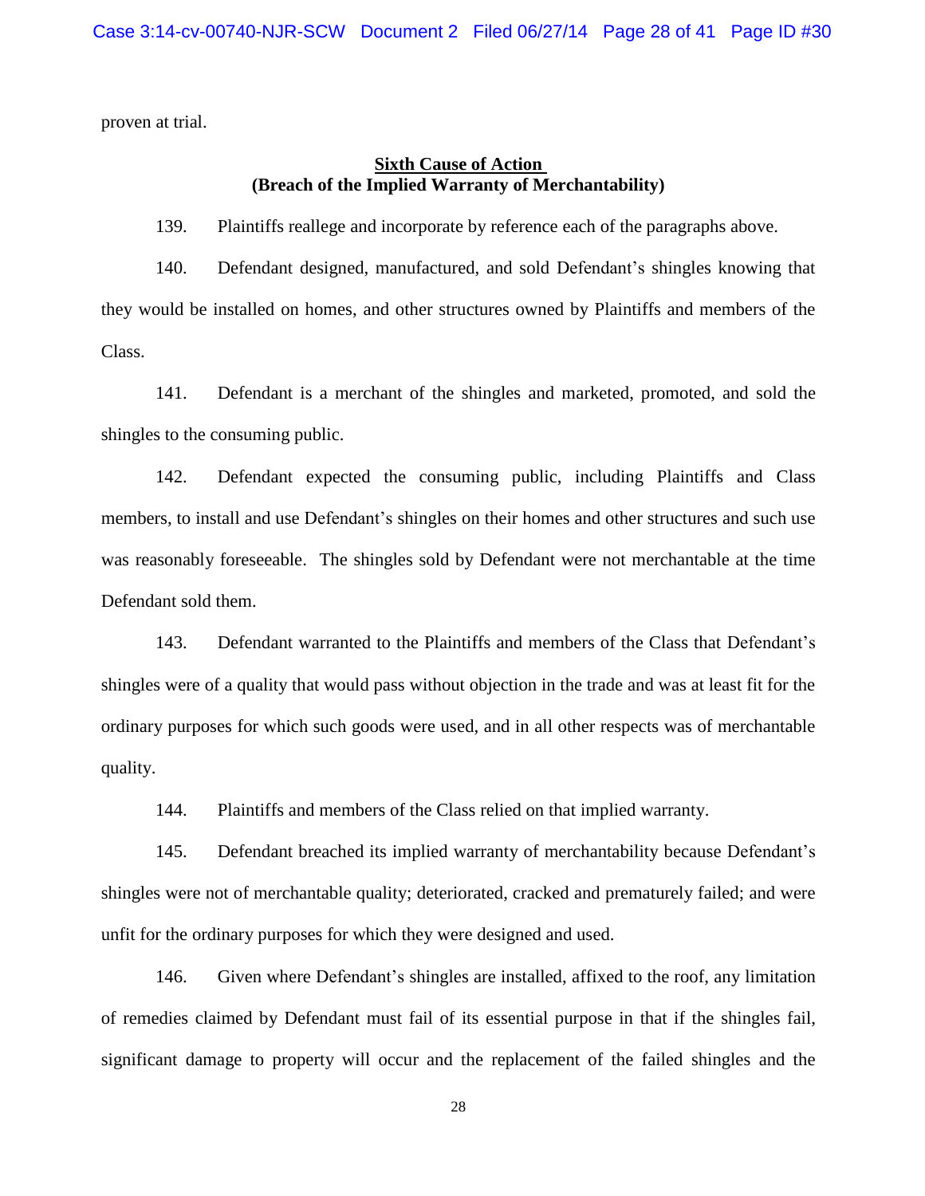proven at trial.

**Sixth Cause of Action**
**(Breach of the Implied Warranty of Merchantability)**

139. Plaintiffs reallege and incorporate by reference each of the paragraphs above.

140. Defendant designed, manufactured, and sold Defendant's shingles knowing that they would be installed on homes, and other structures owned by Plaintiffs and members of the Class.

141. Defendant is a merchant of the shingles and marketed, promoted, and sold the shingles to the consuming public.

142. Defendant expected the consuming public, including Plaintiffs and Class members, to install and use Defendant's shingles on their homes and other structures and such use was reasonably foreseeable. The shingles sold by Defendant were not merchantable at the time Defendant sold them.

143. Defendant warranted to the Plaintiffs and members of the Class that Defendant's shingles were of a quality that would pass without objection in the trade and was at least fit for the ordinary purposes for which such goods were used, and in all other respects was of merchantable quality.

144. Plaintiffs and members of the Class relied on that implied warranty.

145. Defendant breached its implied warranty of merchantability because Defendant's shingles were not of merchantable quality; deteriorated, cracked and prematurely failed; and were unfit for the ordinary purposes for which they were designed and used.

146. Given where Defendant's shingles are installed, affixed to the roof, any limitation of remedies claimed by Defendant must fail of its essential purpose in that if the shingles fail, significant damage to property will occur and the replacement of the failed shingles and the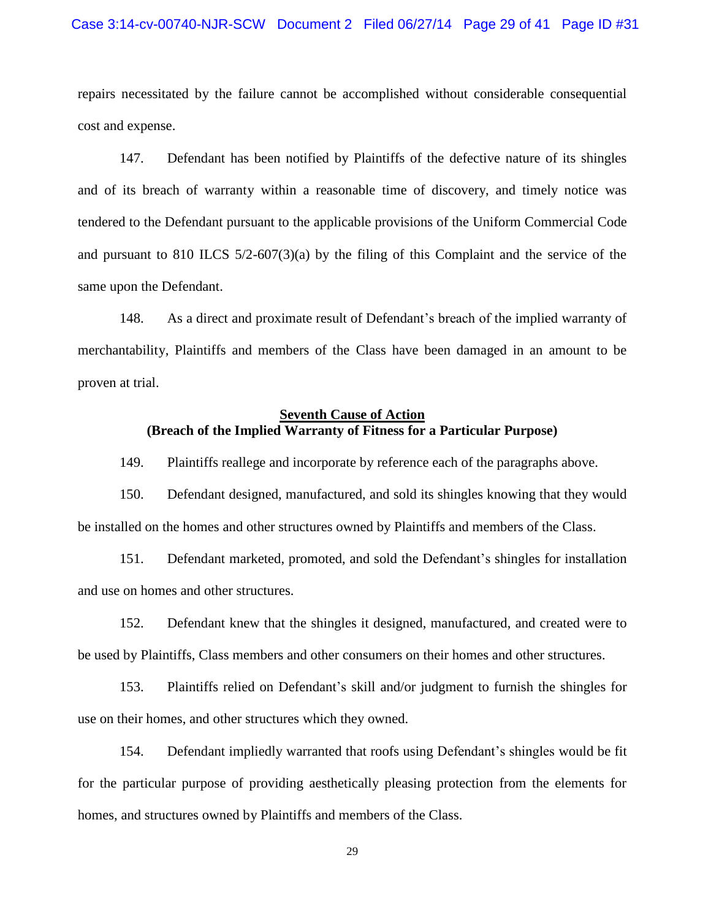repairs necessitated by the failure cannot be accomplished without considerable consequential cost and expense.

147. Defendant has been notified by Plaintiffs of the defective nature of its shingles and of its breach of warranty within a reasonable time of discovery, and timely notice was tendered to the Defendant pursuant to the applicable provisions of the Uniform Commercial Code and pursuant to 810 ILCS 5/2-607(3)(a) by the filing of this Complaint and the service of the same upon the Defendant.

148. As a direct and proximate result of Defendant's breach of the implied warranty of merchantability, Plaintiffs and members of the Class have been damaged in an amount to be proven at trial.

**Seventh Cause of Action**
**(Breach of the Implied Warranty of Fitness for a Particular Purpose)**

149. Plaintiffs reallege and incorporate by reference each of the paragraphs above.

150. Defendant designed, manufactured, and sold its shingles knowing that they would be installed on the homes and other structures owned by Plaintiffs and members of the Class.

151. Defendant marketed, promoted, and sold the Defendant's shingles for installation and use on homes and other structures.

152. Defendant knew that the shingles it designed, manufactured, and created were to be used by Plaintiffs, Class members and other consumers on their homes and other structures.

153. Plaintiffs relied on Defendant's skill and/or judgment to furnish the shingles for use on their homes, and other structures which they owned.

154. Defendant impliedly warranted that roofs using Defendant's shingles would be fit for the particular purpose of providing aesthetically pleasing protection from the elements for homes, and structures owned by Plaintiffs and members of the Class.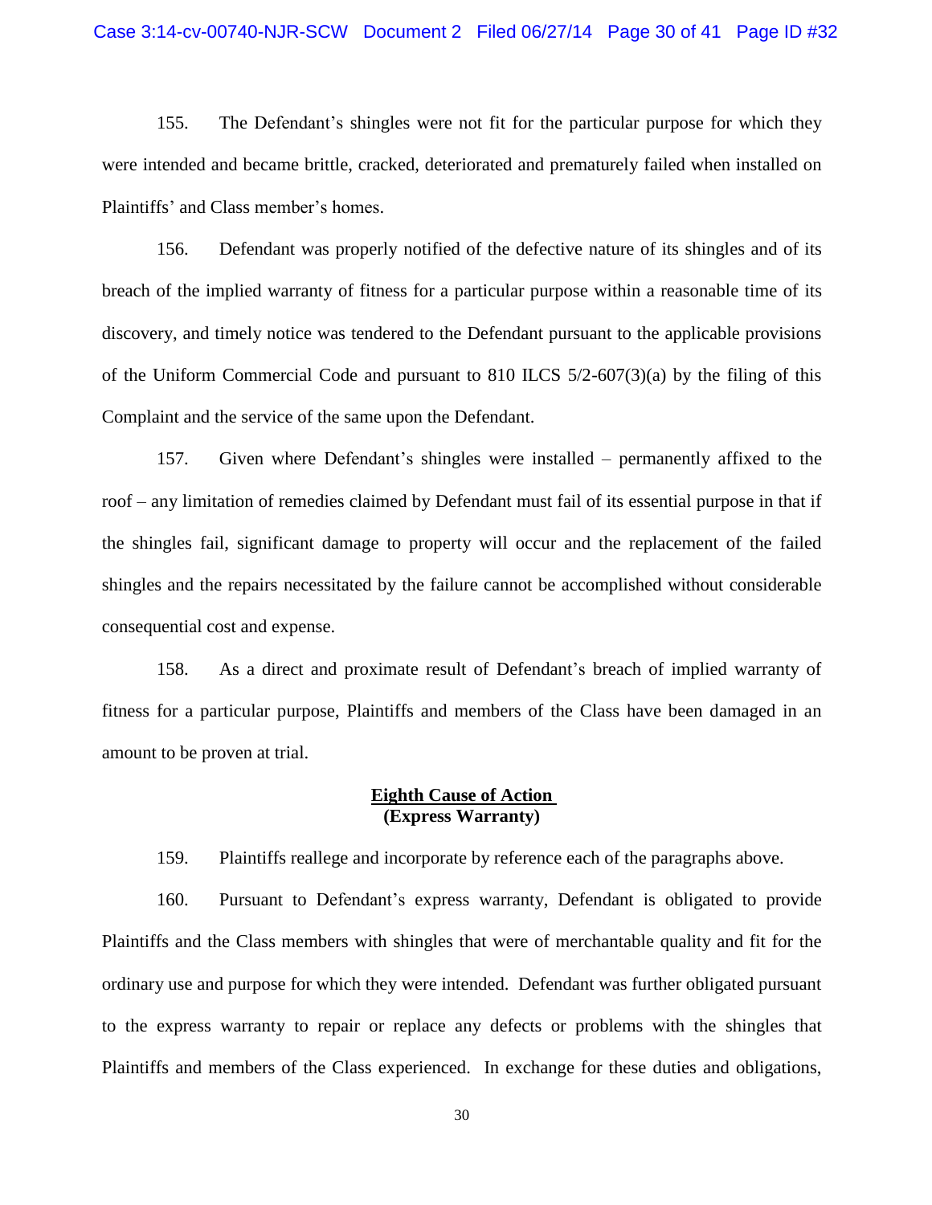155. The Defendant's shingles were not fit for the particular purpose for which they were intended and became brittle, cracked, deteriorated and prematurely failed when installed on Plaintiffs' and Class member's homes.

156. Defendant was properly notified of the defective nature of its shingles and of its breach of the implied warranty of fitness for a particular purpose within a reasonable time of its discovery, and timely notice was tendered to the Defendant pursuant to the applicable provisions of the Uniform Commercial Code and pursuant to 810 ILCS 5/2-607(3)(a) by the filing of this Complaint and the service of the same upon the Defendant.

157. Given where Defendant's shingles were installed – permanently affixed to the roof – any limitation of remedies claimed by Defendant must fail of its essential purpose in that if the shingles fail, significant damage to property will occur and the replacement of the failed shingles and the repairs necessitated by the failure cannot be accomplished without considerable consequential cost and expense.

158. As a direct and proximate result of Defendant's breach of implied warranty of fitness for a particular purpose, Plaintiffs and members of the Class have been damaged in an amount to be proven at trial.

## Eighth Cause of Action
## (Express Warranty)

159. Plaintiffs reallege and incorporate by reference each of the paragraphs above.

160. Pursuant to Defendant's express warranty, Defendant is obligated to provide Plaintiffs and the Class members with shingles that were of merchantable quality and fit for the ordinary use and purpose for which they were intended. Defendant was further obligated pursuant to the express warranty to repair or replace any defects or problems with the shingles that Plaintiffs and members of the Class experienced. In exchange for these duties and obligations,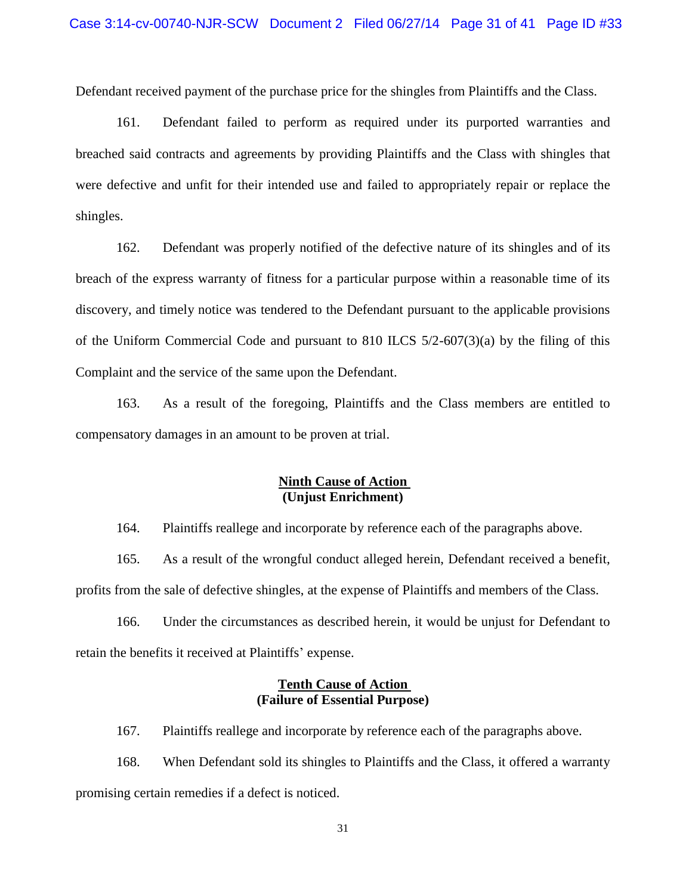Defendant received payment of the purchase price for the shingles from Plaintiffs and the Class.

161. Defendant failed to perform as required under its purported warranties and breached said contracts and agreements by providing Plaintiffs and the Class with shingles that were defective and unfit for their intended use and failed to appropriately repair or replace the shingles.

162. Defendant was properly notified of the defective nature of its shingles and of its breach of the express warranty of fitness for a particular purpose within a reasonable time of its discovery, and timely notice was tendered to the Defendant pursuant to the applicable provisions of the Uniform Commercial Code and pursuant to 810 ILCS 5/2-607(3)(a) by the filing of this Complaint and the service of the same upon the Defendant.

163. As a result of the foregoing, Plaintiffs and the Class members are entitled to compensatory damages in an amount to be proven at trial.

## Ninth Cause of Action
## (Unjust Enrichment)

164. Plaintiffs reallege and incorporate by reference each of the paragraphs above.

165. As a result of the wrongful conduct alleged herein, Defendant received a benefit, profits from the sale of defective shingles, at the expense of Plaintiffs and members of the Class.

166. Under the circumstances as described herein, it would be unjust for Defendant to retain the benefits it received at Plaintiffs' expense.

## Tenth Cause of Action
## (Failure of Essential Purpose)

167. Plaintiffs reallege and incorporate by reference each of the paragraphs above.

168. When Defendant sold its shingles to Plaintiffs and the Class, it offered a warranty promising certain remedies if a defect is noticed.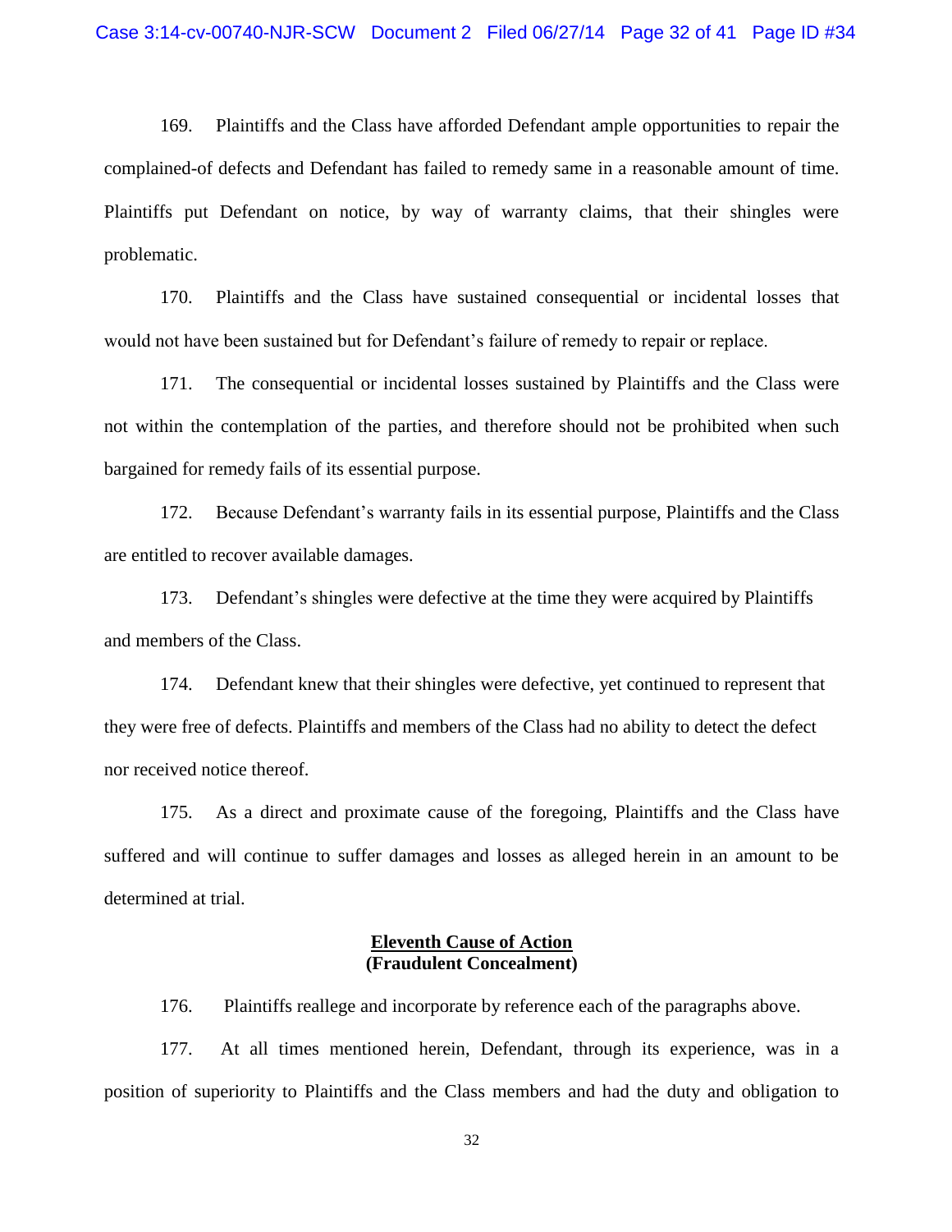169. Plaintiffs and the Class have afforded Defendant ample opportunities to repair the complained-of defects and Defendant has failed to remedy same in a reasonable amount of time. Plaintiffs put Defendant on notice, by way of warranty claims, that their shingles were problematic.

170. Plaintiffs and the Class have sustained consequential or incidental losses that would not have been sustained but for Defendant's failure of remedy to repair or replace.

171. The consequential or incidental losses sustained by Plaintiffs and the Class were not within the contemplation of the parties, and therefore should not be prohibited when such bargained for remedy fails of its essential purpose.

172. Because Defendant's warranty fails in its essential purpose, Plaintiffs and the Class are entitled to recover available damages.

173. Defendant's shingles were defective at the time they were acquired by Plaintiffs and members of the Class.

174. Defendant knew that their shingles were defective, yet continued to represent that they were free of defects. Plaintiffs and members of the Class had no ability to detect the defect nor received notice thereof.

175. As a direct and proximate cause of the foregoing, Plaintiffs and the Class have suffered and will continue to suffer damages and losses as alleged herein in an amount to be determined at trial.

## **Eleventh Cause of Action**
## **(Fraudulent Concealment)**

176. Plaintiffs reallege and incorporate by reference each of the paragraphs above.

177. At all times mentioned herein, Defendant, through its experience, was in a position of superiority to Plaintiffs and the Class members and had the duty and obligation to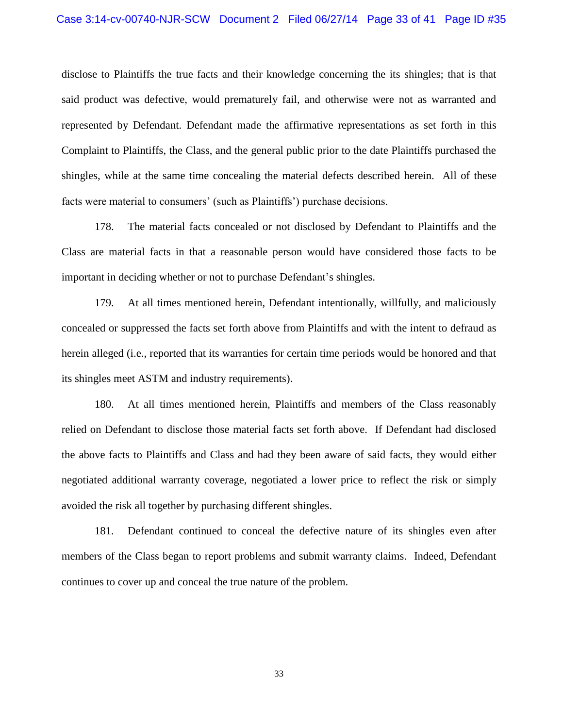disclose to Plaintiffs the true facts and their knowledge concerning the its shingles; that is that said product was defective, would prematurely fail, and otherwise were not as warranted and represented by Defendant. Defendant made the affirmative representations as set forth in this Complaint to Plaintiffs, the Class, and the general public prior to the date Plaintiffs purchased the shingles, while at the same time concealing the material defects described herein. All of these facts were material to consumers' (such as Plaintiffs') purchase decisions.

178. The material facts concealed or not disclosed by Defendant to Plaintiffs and the Class are material facts in that a reasonable person would have considered those facts to be important in deciding whether or not to purchase Defendant's shingles.

179. At all times mentioned herein, Defendant intentionally, willfully, and maliciously concealed or suppressed the facts set forth above from Plaintiffs and with the intent to defraud as herein alleged (i.e., reported that its warranties for certain time periods would be honored and that its shingles meet ASTM and industry requirements).

180. At all times mentioned herein, Plaintiffs and members of the Class reasonably relied on Defendant to disclose those material facts set forth above. If Defendant had disclosed the above facts to Plaintiffs and Class and had they been aware of said facts, they would either negotiated additional warranty coverage, negotiated a lower price to reflect the risk or simply avoided the risk all together by purchasing different shingles.

181. Defendant continued to conceal the defective nature of its shingles even after members of the Class began to report problems and submit warranty claims. Indeed, Defendant continues to cover up and conceal the true nature of the problem.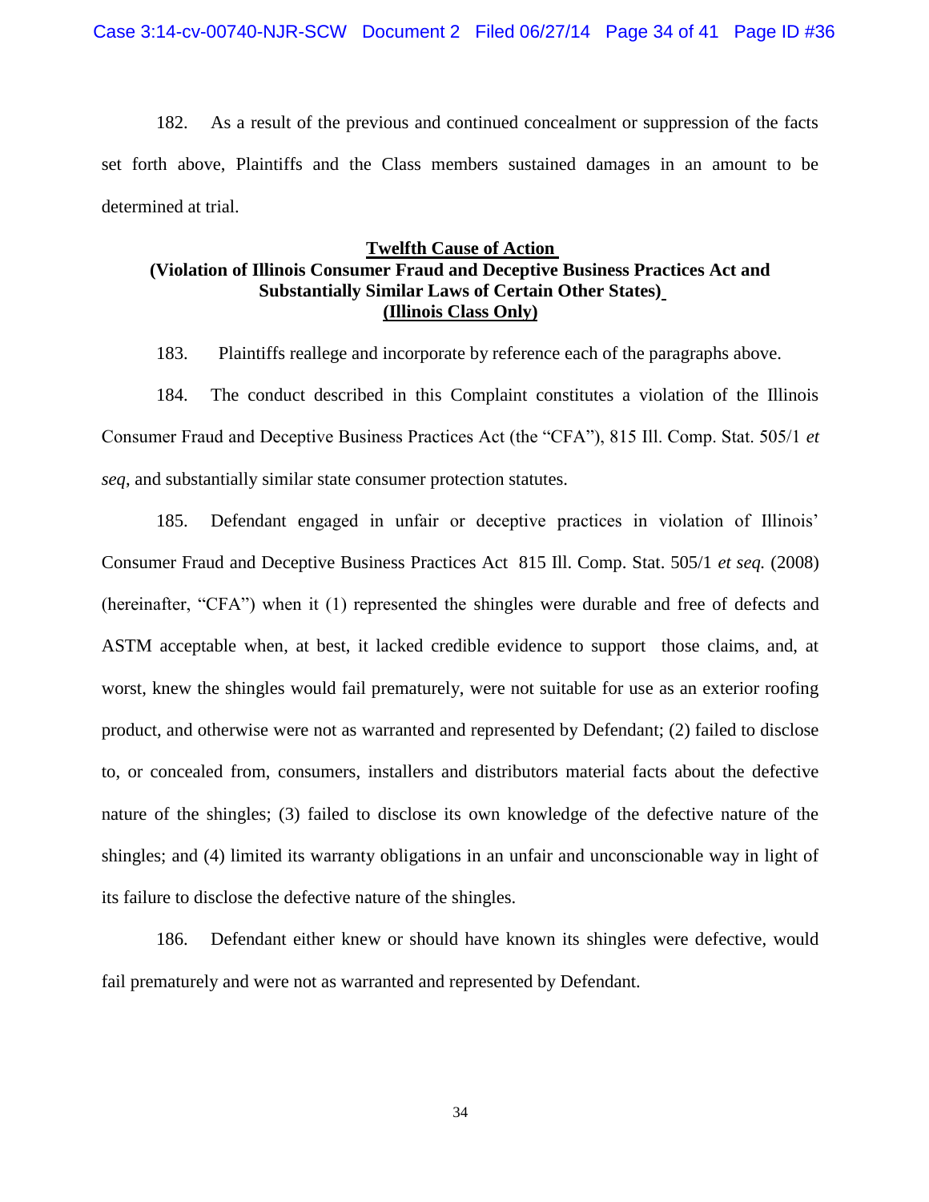182. As a result of the previous and continued concealment or suppression of the facts set forth above, Plaintiffs and the Class members sustained damages in an amount to be determined at trial.

**Twelfth Cause of Action**
**(Violation of Illinois Consumer Fraud and Deceptive Business Practices Act and Substantially Similar Laws of Certain Other States)**
**(Illinois Class Only)**

183. Plaintiffs reallege and incorporate by reference each of the paragraphs above.

184. The conduct described in this Complaint constitutes a violation of the Illinois Consumer Fraud and Deceptive Business Practices Act (the "CFA"), 815 Ill. Comp. Stat. 505/1 *et seq*, and substantially similar state consumer protection statutes.

185. Defendant engaged in unfair or deceptive practices in violation of Illinois' Consumer Fraud and Deceptive Business Practices Act 815 Ill. Comp. Stat. 505/1 *et seq.* (2008) (hereinafter, "CFA") when it (1) represented the shingles were durable and free of defects and ASTM acceptable when, at best, it lacked credible evidence to support those claims, and, at worst, knew the shingles would fail prematurely, were not suitable for use as an exterior roofing product, and otherwise were not as warranted and represented by Defendant; (2) failed to disclose to, or concealed from, consumers, installers and distributors material facts about the defective nature of the shingles; (3) failed to disclose its own knowledge of the defective nature of the shingles; and (4) limited its warranty obligations in an unfair and unconscionable way in light of its failure to disclose the defective nature of the shingles.

186. Defendant either knew or should have known its shingles were defective, would fail prematurely and were not as warranted and represented by Defendant.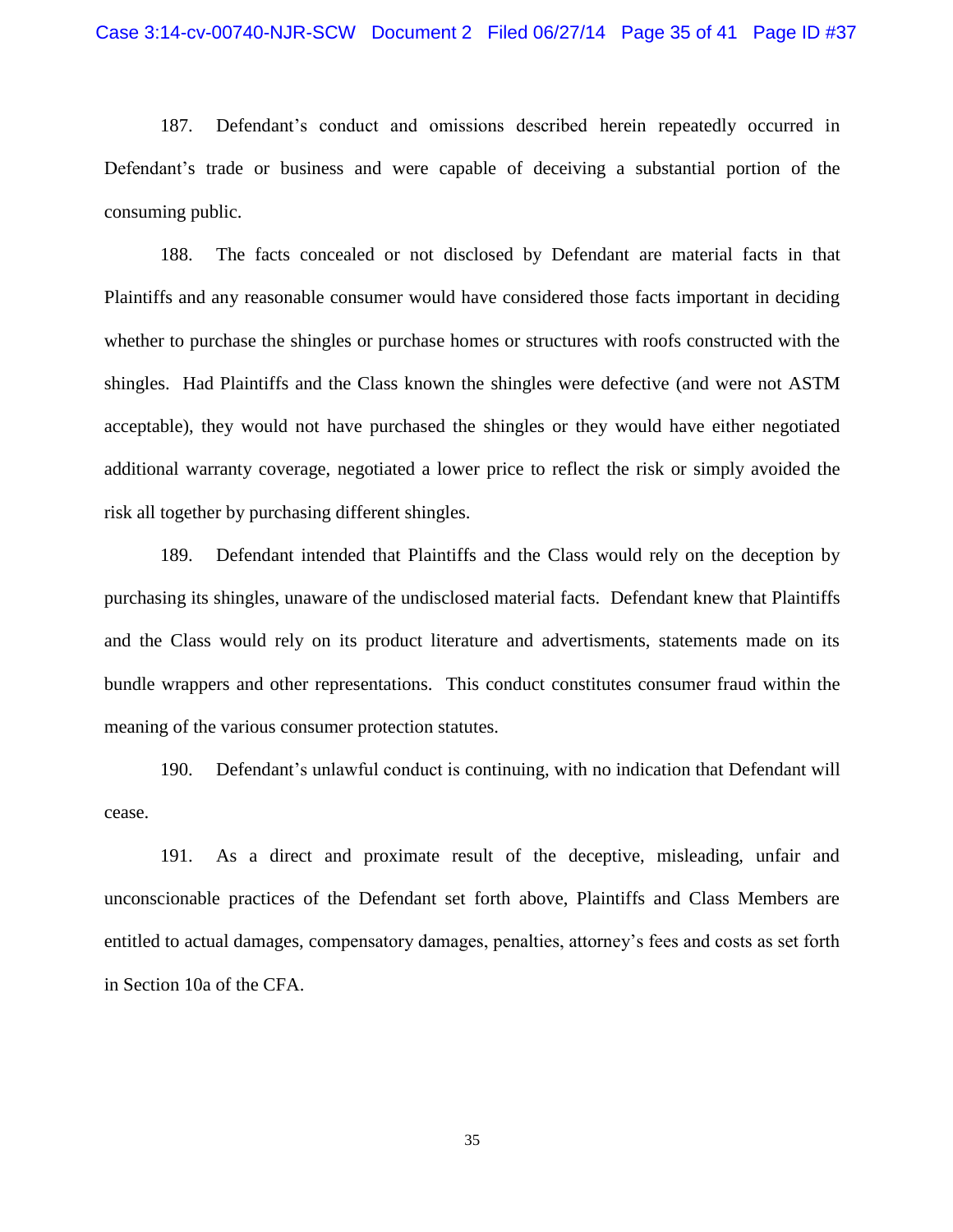187. Defendant's conduct and omissions described herein repeatedly occurred in Defendant's trade or business and were capable of deceiving a substantial portion of the consuming public.

188. The facts concealed or not disclosed by Defendant are material facts in that Plaintiffs and any reasonable consumer would have considered those facts important in deciding whether to purchase the shingles or purchase homes or structures with roofs constructed with the shingles. Had Plaintiffs and the Class known the shingles were defective (and were not ASTM acceptable), they would not have purchased the shingles or they would have either negotiated additional warranty coverage, negotiated a lower price to reflect the risk or simply avoided the risk all together by purchasing different shingles.

189. Defendant intended that Plaintiffs and the Class would rely on the deception by purchasing its shingles, unaware of the undisclosed material facts. Defendant knew that Plaintiffs and the Class would rely on its product literature and advertisments, statements made on its bundle wrappers and other representations. This conduct constitutes consumer fraud within the meaning of the various consumer protection statutes.

190. Defendant's unlawful conduct is continuing, with no indication that Defendant will cease.

191. As a direct and proximate result of the deceptive, misleading, unfair and unconscionable practices of the Defendant set forth above, Plaintiffs and Class Members are entitled to actual damages, compensatory damages, penalties, attorney's fees and costs as set forth in Section 10a of the CFA.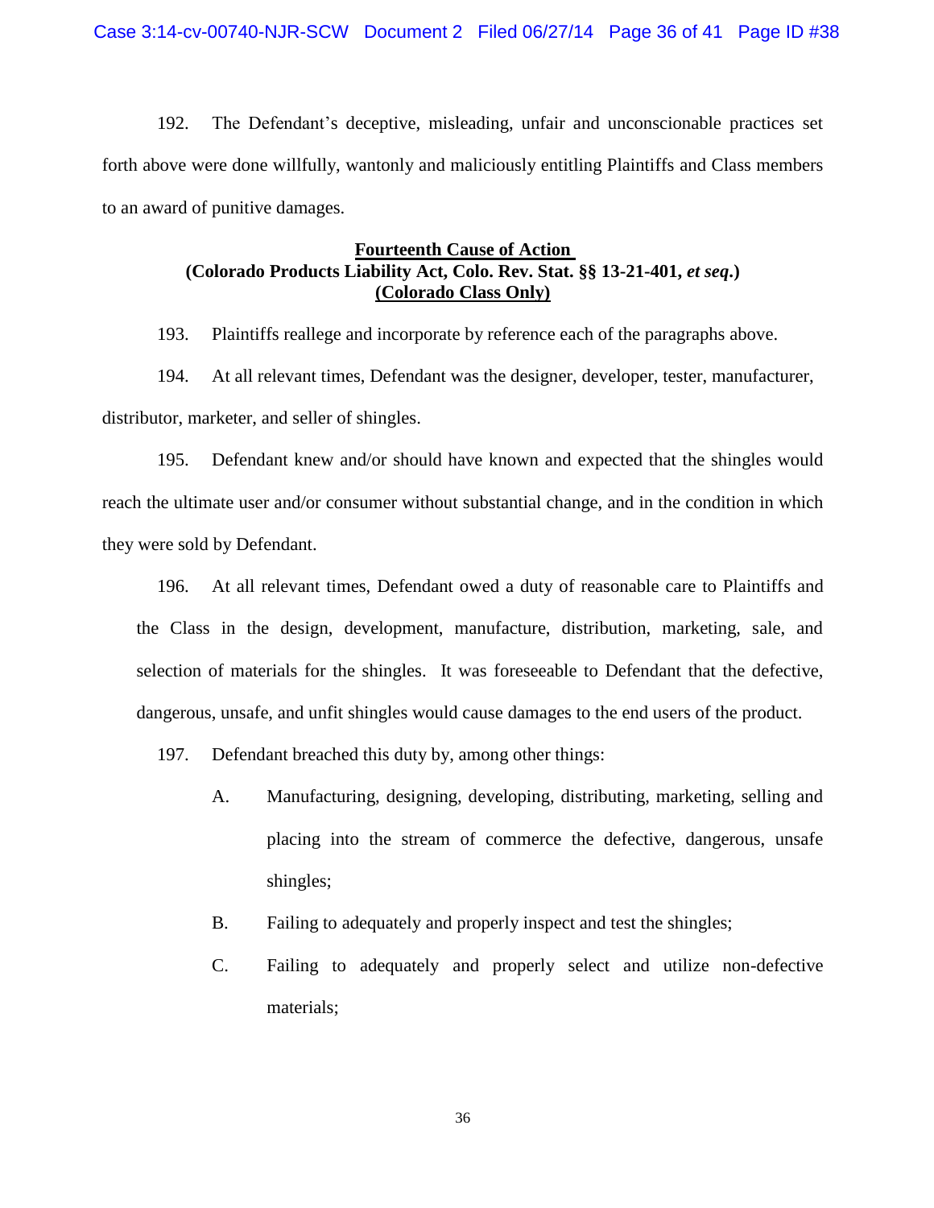192. The Defendant's deceptive, misleading, unfair and unconscionable practices set forth above were done willfully, wantonly and maliciously entitling Plaintiffs and Class members to an award of punitive damages.

**Fourteenth Cause of Action**
**(Colorado Products Liability Act, Colo. Rev. Stat. §§ 13-21-401, *et seq.*)**
**(Colorado Class Only)**

193. Plaintiffs reallege and incorporate by reference each of the paragraphs above.

194. At all relevant times, Defendant was the designer, developer, tester, manufacturer, distributor, marketer, and seller of shingles.

195. Defendant knew and/or should have known and expected that the shingles would reach the ultimate user and/or consumer without substantial change, and in the condition in which they were sold by Defendant.

196. At all relevant times, Defendant owed a duty of reasonable care to Plaintiffs and the Class in the design, development, manufacture, distribution, marketing, sale, and selection of materials for the shingles. It was foreseeable to Defendant that the defective, dangerous, unsafe, and unfit shingles would cause damages to the end users of the product.

197. Defendant breached this duty by, among other things:

A. Manufacturing, designing, developing, distributing, marketing, selling and placing into the stream of commerce the defective, dangerous, unsafe shingles;

B. Failing to adequately and properly inspect and test the shingles;

C. Failing to adequately and properly select and utilize non-defective materials;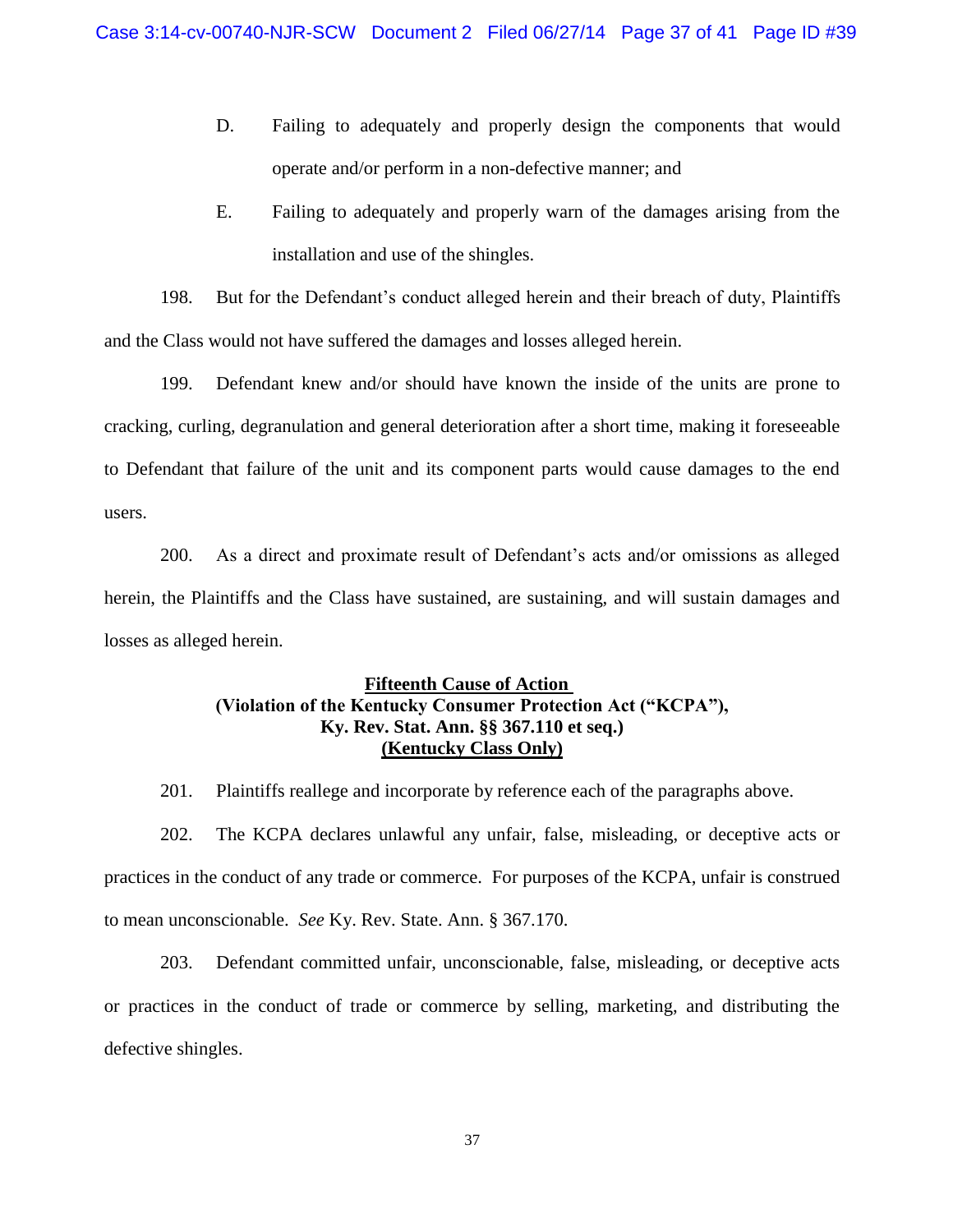D. Failing to adequately and properly design the components that would operate and/or perform in a non-defective manner; and

E. Failing to adequately and properly warn of the damages arising from the installation and use of the shingles.

198. But for the Defendant's conduct alleged herein and their breach of duty, Plaintiffs and the Class would not have suffered the damages and losses alleged herein.

199. Defendant knew and/or should have known the inside of the units are prone to cracking, curling, degranulation and general deterioration after a short time, making it foreseeable to Defendant that failure of the unit and its component parts would cause damages to the end users.

200. As a direct and proximate result of Defendant's acts and/or omissions as alleged herein, the Plaintiffs and the Class have sustained, are sustaining, and will sustain damages and losses as alleged herein.

**Fifteenth Cause of Action**
**(Violation of the Kentucky Consumer Protection Act ("KCPA"),**
**Ky. Rev. Stat. Ann. §§ 367.110 et seq.)**
**(Kentucky Class Only)**

201. Plaintiffs reallege and incorporate by reference each of the paragraphs above.

202. The KCPA declares unlawful any unfair, false, misleading, or deceptive acts or practices in the conduct of any trade or commerce. For purposes of the KCPA, unfair is construed to mean unconscionable. *See* Ky. Rev. State. Ann. § 367.170.

203. Defendant committed unfair, unconscionable, false, misleading, or deceptive acts or practices in the conduct of trade or commerce by selling, marketing, and distributing the defective shingles.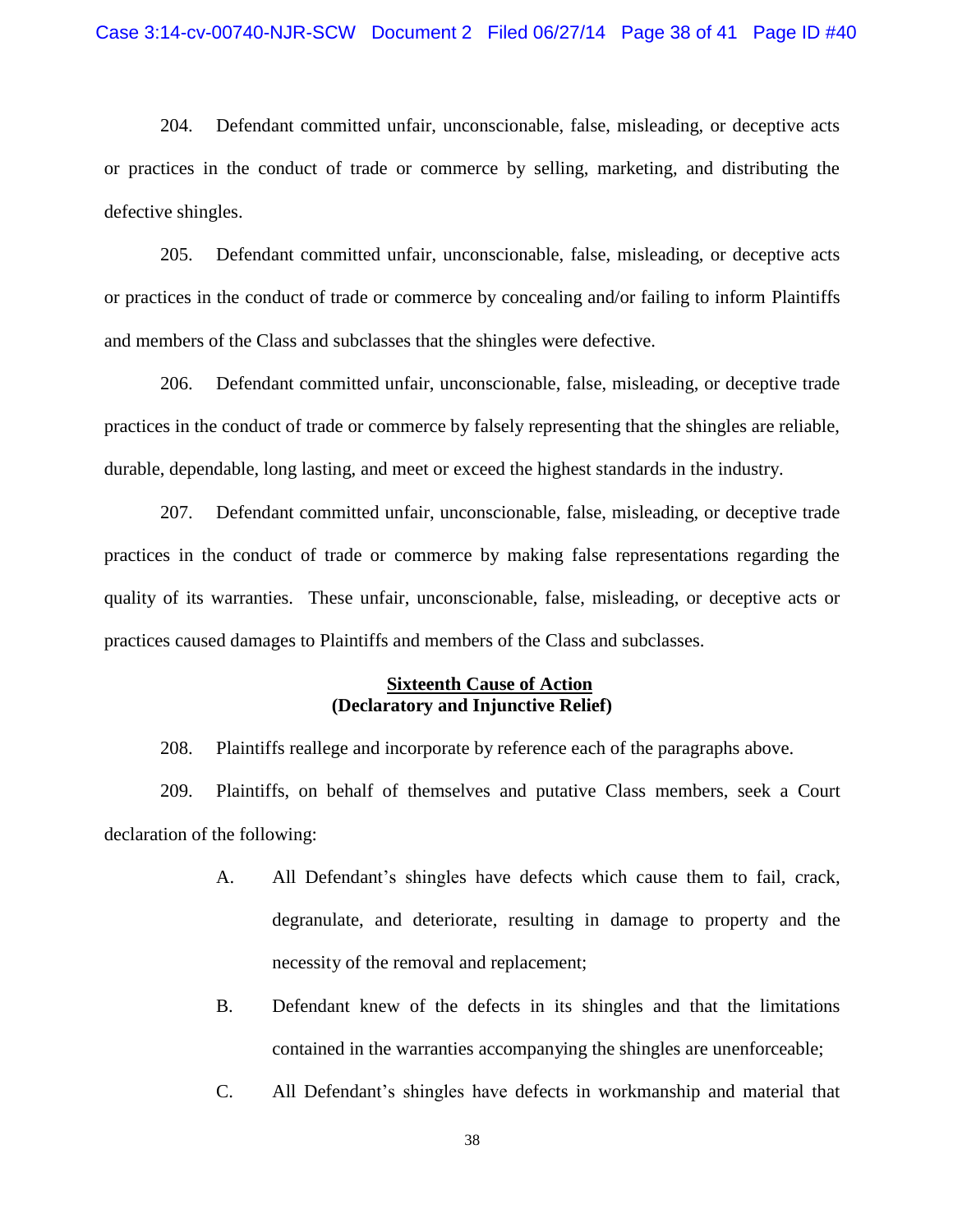204. Defendant committed unfair, unconscionable, false, misleading, or deceptive acts or practices in the conduct of trade or commerce by selling, marketing, and distributing the defective shingles.

205. Defendant committed unfair, unconscionable, false, misleading, or deceptive acts or practices in the conduct of trade or commerce by concealing and/or failing to inform Plaintiffs and members of the Class and subclasses that the shingles were defective.

206. Defendant committed unfair, unconscionable, false, misleading, or deceptive trade practices in the conduct of trade or commerce by falsely representing that the shingles are reliable, durable, dependable, long lasting, and meet or exceed the highest standards in the industry.

207. Defendant committed unfair, unconscionable, false, misleading, or deceptive trade practices in the conduct of trade or commerce by making false representations regarding the quality of its warranties. These unfair, unconscionable, false, misleading, or deceptive acts or practices caused damages to Plaintiffs and members of the Class and subclasses.

**Sixteenth Cause of Action**
**(Declaratory and Injunctive Relief)**

208. Plaintiffs reallege and incorporate by reference each of the paragraphs above.

209. Plaintiffs, on behalf of themselves and putative Class members, seek a Court declaration of the following:

A. All Defendant's shingles have defects which cause them to fail, crack, degranulate, and deteriorate, resulting in damage to property and the necessity of the removal and replacement;

B. Defendant knew of the defects in its shingles and that the limitations contained in the warranties accompanying the shingles are unenforceable;

C. All Defendant's shingles have defects in workmanship and material that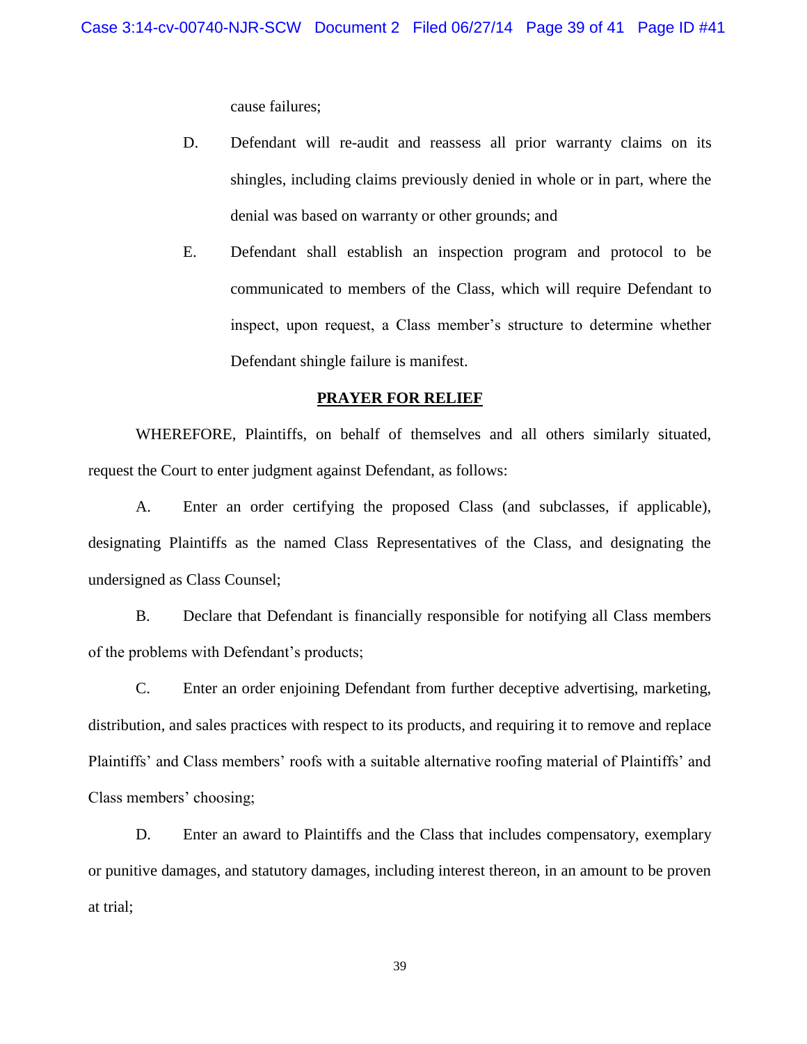cause failures;

D. Defendant will re-audit and reassess all prior warranty claims on its shingles, including claims previously denied in whole or in part, where the denial was based on warranty or other grounds; and

E. Defendant shall establish an inspection program and protocol to be communicated to members of the Class, which will require Defendant to inspect, upon request, a Class member's structure to determine whether Defendant shingle failure is manifest.

## PRAYER FOR RELIEF

WHEREFORE, Plaintiffs, on behalf of themselves and all others similarly situated, request the Court to enter judgment against Defendant, as follows:

A. Enter an order certifying the proposed Class (and subclasses, if applicable), designating Plaintiffs as the named Class Representatives of the Class, and designating the undersigned as Class Counsel;

B. Declare that Defendant is financially responsible for notifying all Class members of the problems with Defendant's products;

C. Enter an order enjoining Defendant from further deceptive advertising, marketing, distribution, and sales practices with respect to its products, and requiring it to remove and replace Plaintiffs' and Class members' roofs with a suitable alternative roofing material of Plaintiffs' and Class members' choosing;

D. Enter an award to Plaintiffs and the Class that includes compensatory, exemplary or punitive damages, and statutory damages, including interest thereon, in an amount to be proven at trial;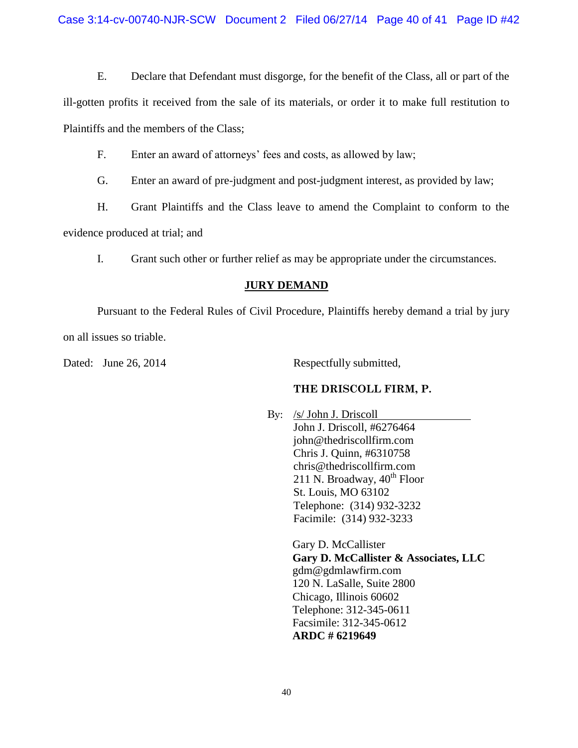E. Declare that Defendant must disgorge, for the benefit of the Class, all or part of the ill-gotten profits it received from the sale of its materials, or order it to make full restitution to Plaintiffs and the members of the Class;

F. Enter an award of attorneys' fees and costs, as allowed by law;

G. Enter an award of pre-judgment and post-judgment interest, as provided by law;

H. Grant Plaintiffs and the Class leave to amend the Complaint to conform to the evidence produced at trial; and

I. Grant such other or further relief as may be appropriate under the circumstances.

**JURY DEMAND**

Pursuant to the Federal Rules of Civil Procedure, Plaintiffs hereby demand a trial by jury on all issues so triable.

Dated: June 26, 2014

Respectfully submitted,

**THE DRISCOLL FIRM, P.**

By: /s/ John J. Driscoll
John J. Driscoll, #6276464
john@thedriscollfirm.com
Chris J. Quinn, #6310758
chris@thedriscollfirm.com
211 N. Broadway, 40th Floor
St. Louis, MO 63102
Telephone: (314) 932-3232
Facimile: (314) 932-3233

Gary D. McCallister
**Gary D. McCallister & Associates, LLC**
gdm@gdmlawfirm.com
120 N. LaSalle, Suite 2800
Chicago, Illinois 60602
Telephone: 312-345-0611
Facsimile: 312-345-0612
**ARDC # 6219649**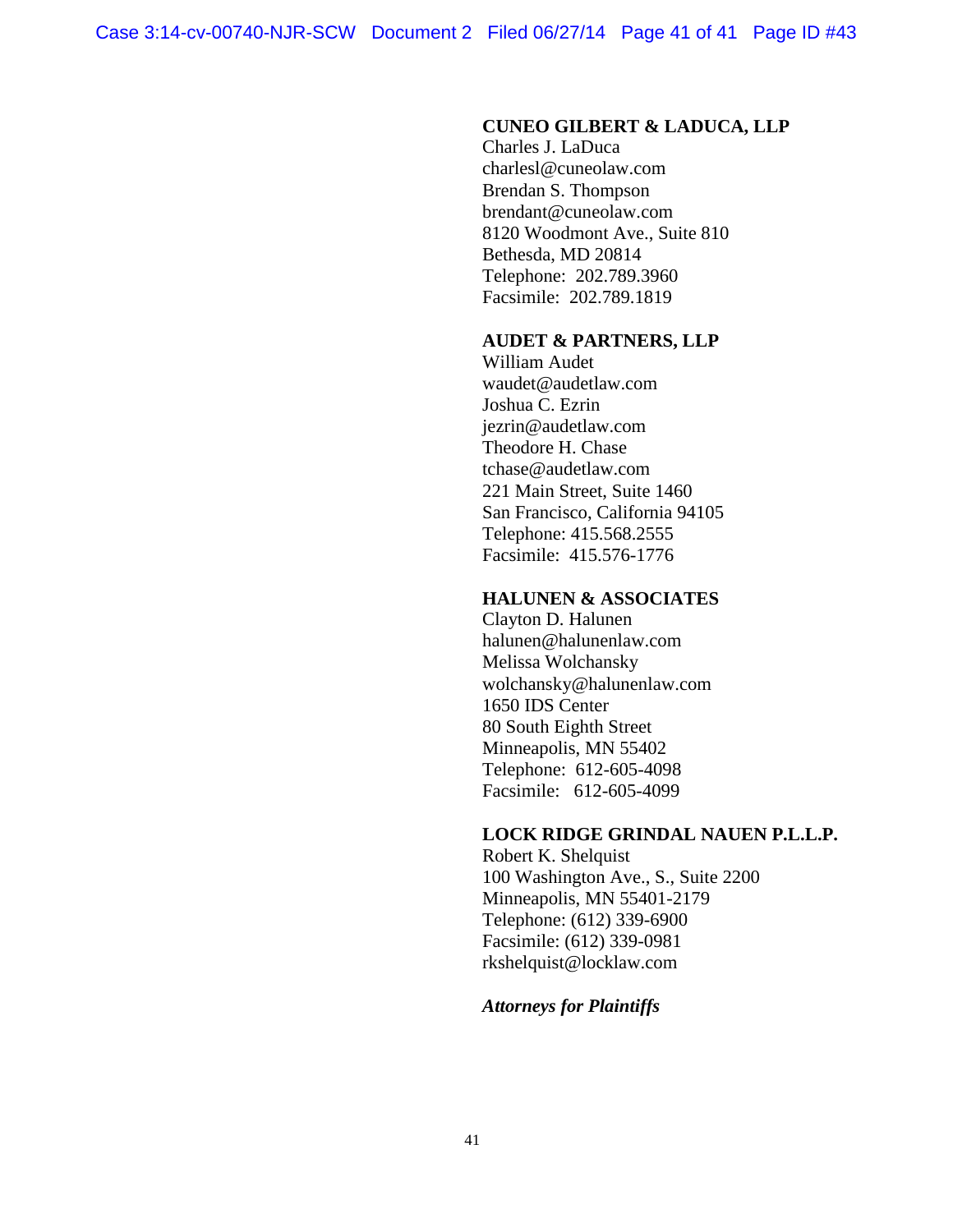**CUNEO GILBERT & LADUCA, LLP**
Charles J. LaDuca
charlesl@cuneolaw.com
Brendan S. Thompson
brendant@cuneolaw.com
8120 Woodmont Ave., Suite 810
Bethesda, MD 20814
Telephone: 202.789.3960
Facsimile: 202.789.1819

**AUDET & PARTNERS, LLP**
William Audet
waudet@audetlaw.com
Joshua C. Ezrin
jezrin@audetlaw.com
Theodore H. Chase
tchase@audetlaw.com
221 Main Street, Suite 1460
San Francisco, California 94105
Telephone: 415.568.2555
Facsimile: 415.576-1776

**HALUNEN & ASSOCIATES**
Clayton D. Halunen
halunen@halunenlaw.com
Melissa Wolchansky
wolchansky@halunenlaw.com
1650 IDS Center
80 South Eighth Street
Minneapolis, MN 55402
Telephone: 612-605-4098
Facsimile: 612-605-4099

**LOCK RIDGE GRINDAL NAUEN P.L.L.P.**
Robert K. Shelquist
100 Washington Ave., S., Suite 2200
Minneapolis, MN 55401-2179
Telephone: (612) 339-6900
Facsimile: (612) 339-0981
rkshelquist@locklaw.com

***Attorneys for Plaintiffs***